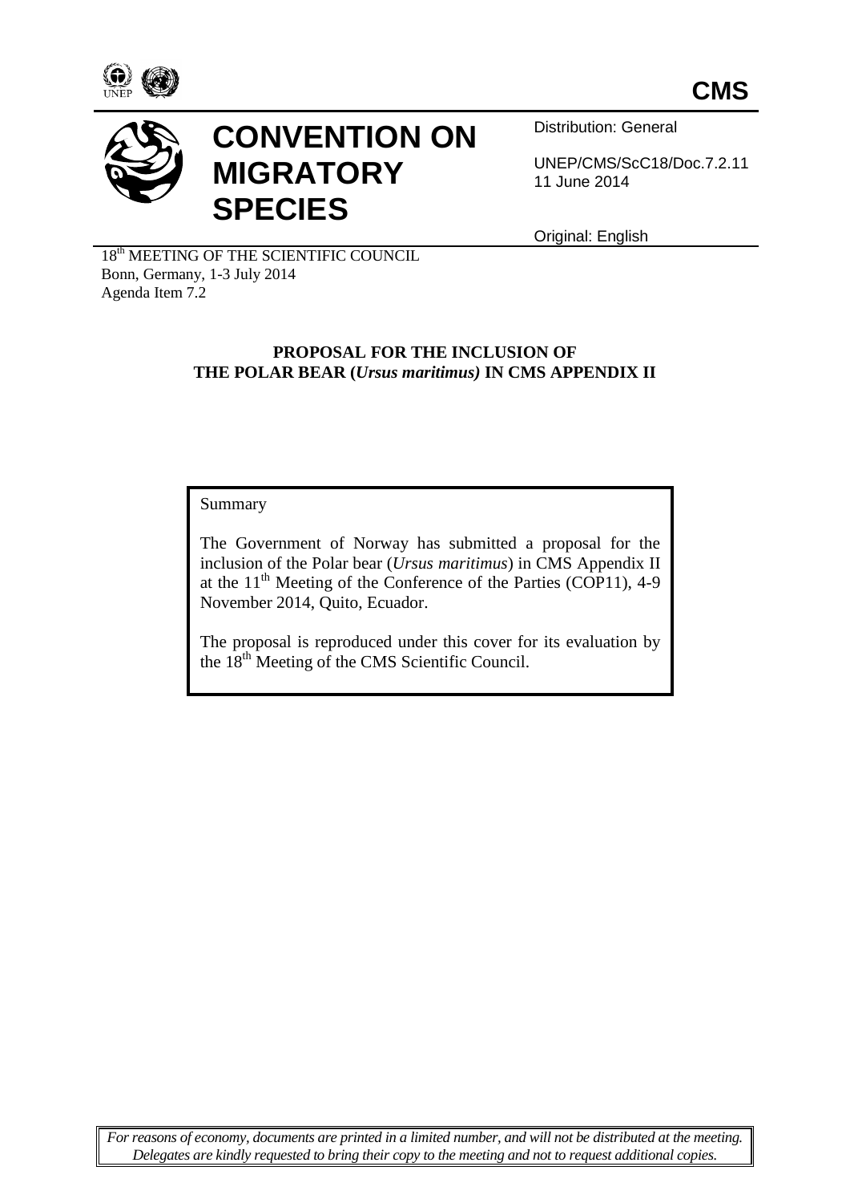CMS

# CONVENTION ON MIGRATORY SPECIES

Distribution: General

UNEP/CMS/ScC18/Doc.7.2.11
11 June 2014

Original: English

18th MEETING OF THE SCIENTIFIC COUNCIL
Bonn, Germany, 1-3 July 2014
Agenda Item 7.2

## PROPOSAL FOR THE INCLUSION OF THE POLAR BEAR (*Ursus maritimus*) IN CMS APPENDIX II

Summary

The Government of Norway has submitted a proposal for the inclusion of the Polar bear (*Ursus maritimus*) in CMS Appendix II at the 11th Meeting of the Conference of the Parties (COP11), 4-9 November 2014, Quito, Ecuador.

The proposal is reproduced under this cover for its evaluation by the 18th Meeting of the CMS Scientific Council.

*For reasons of economy, documents are printed in a limited number, and will not be distributed at the meeting. Delegates are kindly requested to bring their copy to the meeting and not to request additional copies.*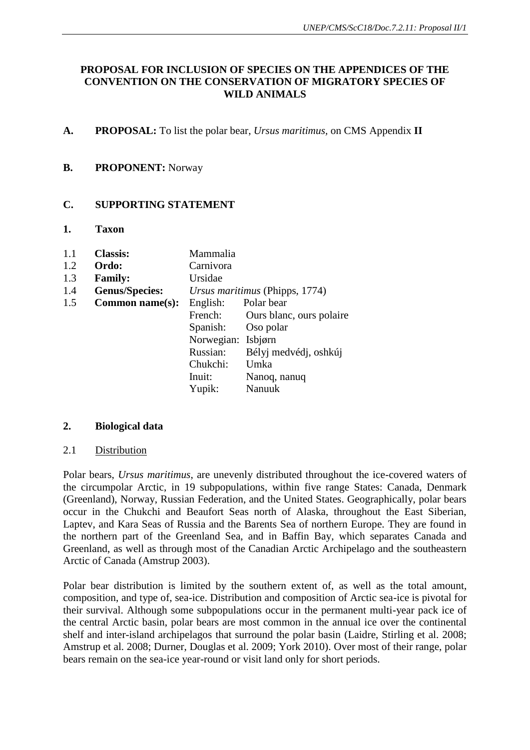**PROPOSAL FOR INCLUSION OF SPECIES ON THE APPENDICES OF THE CONVENTION ON THE CONSERVATION OF MIGRATORY SPECIES OF WILD ANIMALS**

**A. PROPOSAL:** To list the polar bear, *Ursus maritimus*, on CMS Appendix **II**

**B. PROPONENT:** Norway

**C. SUPPORTING STATEMENT**

**1. Taxon**

| | | | |
|---|---|---|---|
| 1.1 | **Classis:** | Mammalia | |
| 1.2 | **Ordo:** | Carnivora | |
| 1.3 | **Family:** | Ursidae | |
| 1.4 | **Genus/Species:** | *Ursus maritimus* (Phipps, 1774) | |
| 1.5 | **Common name(s):** | English: | Polar bear |
| | | French: | Ours blanc, ours polaire |
| | | Spanish: | Oso polar |
| | | Norwegian: | Isbjørn |
| | | Russian: | Bélyj medvédj, oshkúj |
| | | Chukchi: | Umka |
| | | Inuit: | Nanoq, nanuq |
| | | Yupik: | Nanuuk |

**2. Biological data**

2.1 Distribution

Polar bears, *Ursus maritimus*, are unevenly distributed throughout the ice-covered waters of the circumpolar Arctic, in 19 subpopulations, within five range States: Canada, Denmark (Greenland), Norway, Russian Federation, and the United States. Geographically, polar bears occur in the Chukchi and Beaufort Seas north of Alaska, throughout the East Siberian, Laptev, and Kara Seas of Russia and the Barents Sea of northern Europe. They are found in the northern part of the Greenland Sea, and in Baffin Bay, which separates Canada and Greenland, as well as through most of the Canadian Arctic Archipelago and the southeastern Arctic of Canada (Amstrup 2003).

Polar bear distribution is limited by the southern extent of, as well as the total amount, composition, and type of, sea-ice. Distribution and composition of Arctic sea-ice is pivotal for their survival. Although some subpopulations occur in the permanent multi-year pack ice of the central Arctic basin, polar bears are most common in the annual ice over the continental shelf and inter-island archipelagos that surround the polar basin (Laidre, Stirling et al. 2008; Amstrup et al. 2008; Durner, Douglas et al. 2009; York 2010). Over most of their range, polar bears remain on the sea-ice year-round or visit land only for short periods.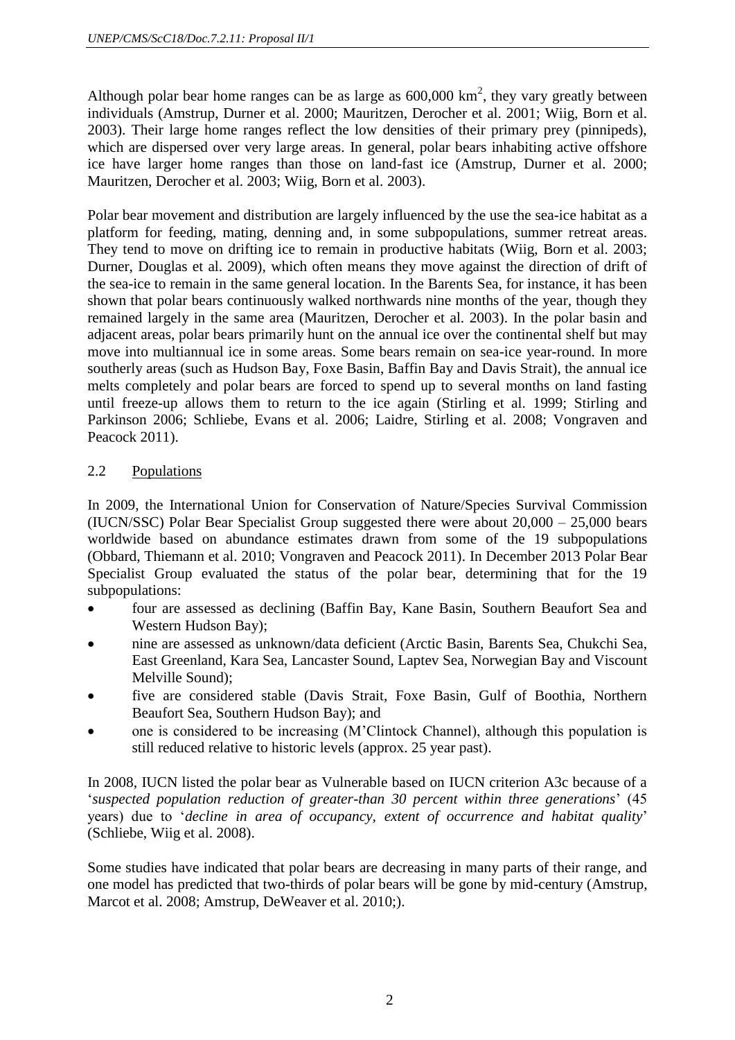Although polar bear home ranges can be as large as 600,000 km$^2$, they vary greatly between individuals (Amstrup, Durner et al. 2000; Mauritzen, Derocher et al. 2001; Wiig, Born et al. 2003). Their large home ranges reflect the low densities of their primary prey (pinnipeds), which are dispersed over very large areas. In general, polar bears inhabiting active offshore ice have larger home ranges than those on land-fast ice (Amstrup, Durner et al. 2000; Mauritzen, Derocher et al. 2003; Wiig, Born et al. 2003).

Polar bear movement and distribution are largely influenced by the use the sea-ice habitat as a platform for feeding, mating, denning and, in some subpopulations, summer retreat areas. They tend to move on drifting ice to remain in productive habitats (Wiig, Born et al. 2003; Durner, Douglas et al. 2009), which often means they move against the direction of drift of the sea-ice to remain in the same general location. In the Barents Sea, for instance, it has been shown that polar bears continuously walked northwards nine months of the year, though they remained largely in the same area (Mauritzen, Derocher et al. 2003). In the polar basin and adjacent areas, polar bears primarily hunt on the annual ice over the continental shelf but may move into multiannual ice in some areas. Some bears remain on sea-ice year-round. In more southerly areas (such as Hudson Bay, Foxe Basin, Baffin Bay and Davis Strait), the annual ice melts completely and polar bears are forced to spend up to several months on land fasting until freeze-up allows them to return to the ice again (Stirling et al. 1999; Stirling and Parkinson 2006; Schliebe, Evans et al. 2006; Laidre, Stirling et al. 2008; Vongraven and Peacock 2011).

## 2.2 Populations

In 2009, the International Union for Conservation of Nature/Species Survival Commission (IUCN/SSC) Polar Bear Specialist Group suggested there were about 20,000 – 25,000 bears worldwide based on abundance estimates drawn from some of the 19 subpopulations (Obbard, Thiemann et al. 2010; Vongraven and Peacock 2011). In December 2013 Polar Bear Specialist Group evaluated the status of the polar bear, determining that for the 19 subpopulations:

- four are assessed as declining (Baffin Bay, Kane Basin, Southern Beaufort Sea and Western Hudson Bay);
- nine are assessed as unknown/data deficient (Arctic Basin, Barents Sea, Chukchi Sea, East Greenland, Kara Sea, Lancaster Sound, Laptev Sea, Norwegian Bay and Viscount Melville Sound);
- five are considered stable (Davis Strait, Foxe Basin, Gulf of Boothia, Northern Beaufort Sea, Southern Hudson Bay); and
- one is considered to be increasing (M'Clintock Channel), although this population is still reduced relative to historic levels (approx. 25 year past).

In 2008, IUCN listed the polar bear as Vulnerable based on IUCN criterion A3c because of a '*suspected population reduction of greater-than 30 percent within three generations*' (45 years) due to '*decline in area of occupancy, extent of occurrence and habitat quality*' (Schliebe, Wiig et al. 2008).

Some studies have indicated that polar bears are decreasing in many parts of their range, and one model has predicted that two-thirds of polar bears will be gone by mid-century (Amstrup, Marcot et al. 2008; Amstrup, DeWeaver et al. 2010;).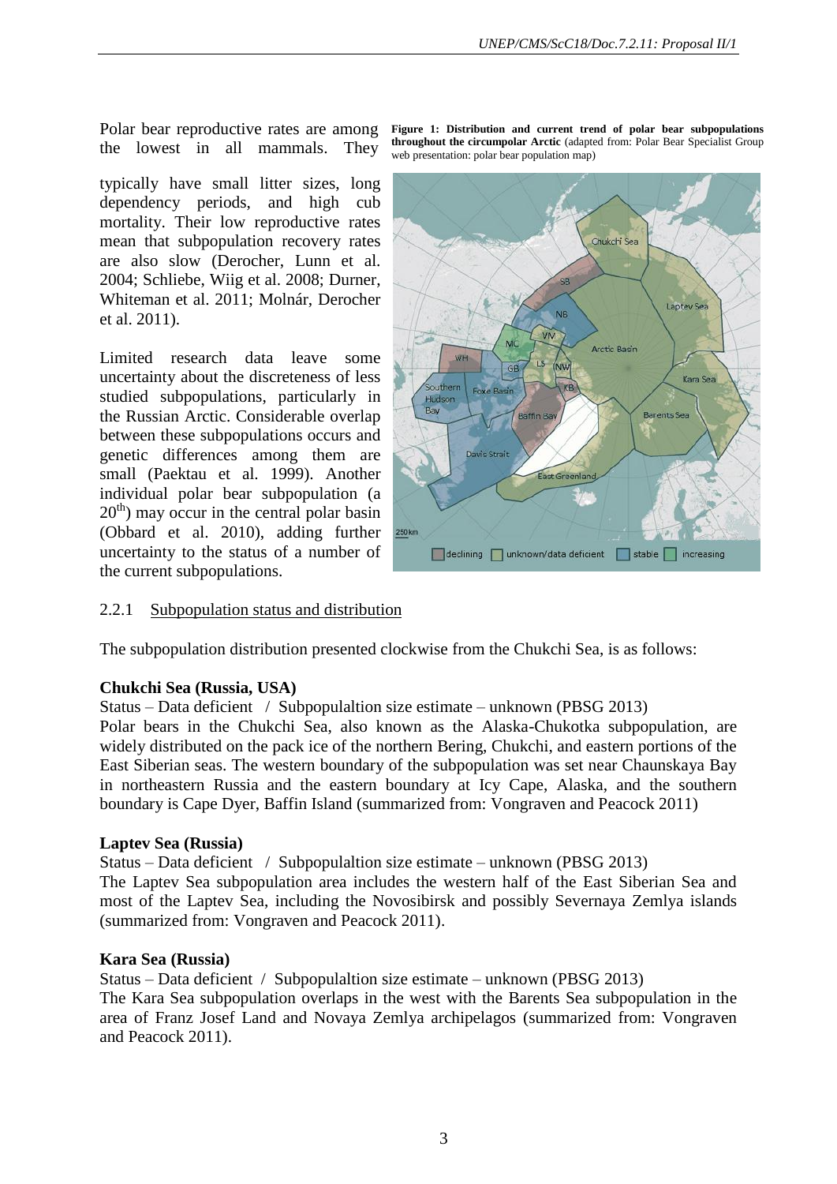Polar bear reproductive rates are among the lowest in all mammals. They typically have small litter sizes, long dependency periods, and high cub mortality. Their low reproductive rates mean that subpopulation recovery rates are also slow (Derocher, Lunn et al. 2004; Schliebe, Wiig et al. 2008; Durner, Whiteman et al. 2011; Molnár, Derocher et al. 2011).

Limited research data leave some uncertainty about the discreteness of less studied subpopulations, particularly in the Russian Arctic. Considerable overlap between these subpopulations occurs and genetic differences among them are small (Paektau et al. 1999). Another individual polar bear subpopulation (a 20[th]) may occur in the central polar basin (Obbard et al. 2010), adding further uncertainty to the status of a number of the current subpopulations.

**Figure 1: Distribution and current trend of polar bear subpopulations throughout the circumpolar Arctic** (adapted from: Polar Bear Specialist Group web presentation: polar bear population map)

### 2.2.1 Subpopulation status and distribution

The subpopulation distribution presented clockwise from the Chukchi Sea, is as follows:

**Chukchi Sea (Russia, USA)**

Status – Data deficient / Subpopulaltion size estimate – unknown (PBSG 2013)

Polar bears in the Chukchi Sea, also known as the Alaska-Chukotka subpopulation, are widely distributed on the pack ice of the northern Bering, Chukchi, and eastern portions of the East Siberian seas. The western boundary of the subpopulation was set near Chaunskaya Bay in northeastern Russia and the eastern boundary at Icy Cape, Alaska, and the southern boundary is Cape Dyer, Baffin Island (summarized from: Vongraven and Peacock 2011)

**Laptev Sea (Russia)**

Status – Data deficient / Subpopulaltion size estimate – unknown (PBSG 2013)

The Laptev Sea subpopulation area includes the western half of the East Siberian Sea and most of the Laptev Sea, including the Novosibirsk and possibly Severnaya Zemlya islands (summarized from: Vongraven and Peacock 2011).

**Kara Sea (Russia)**

Status – Data deficient / Subpopulaltion size estimate – unknown (PBSG 2013)

The Kara Sea subpopulation overlaps in the west with the Barents Sea subpopulation in the area of Franz Josef Land and Novaya Zemlya archipelagos (summarized from: Vongraven and Peacock 2011).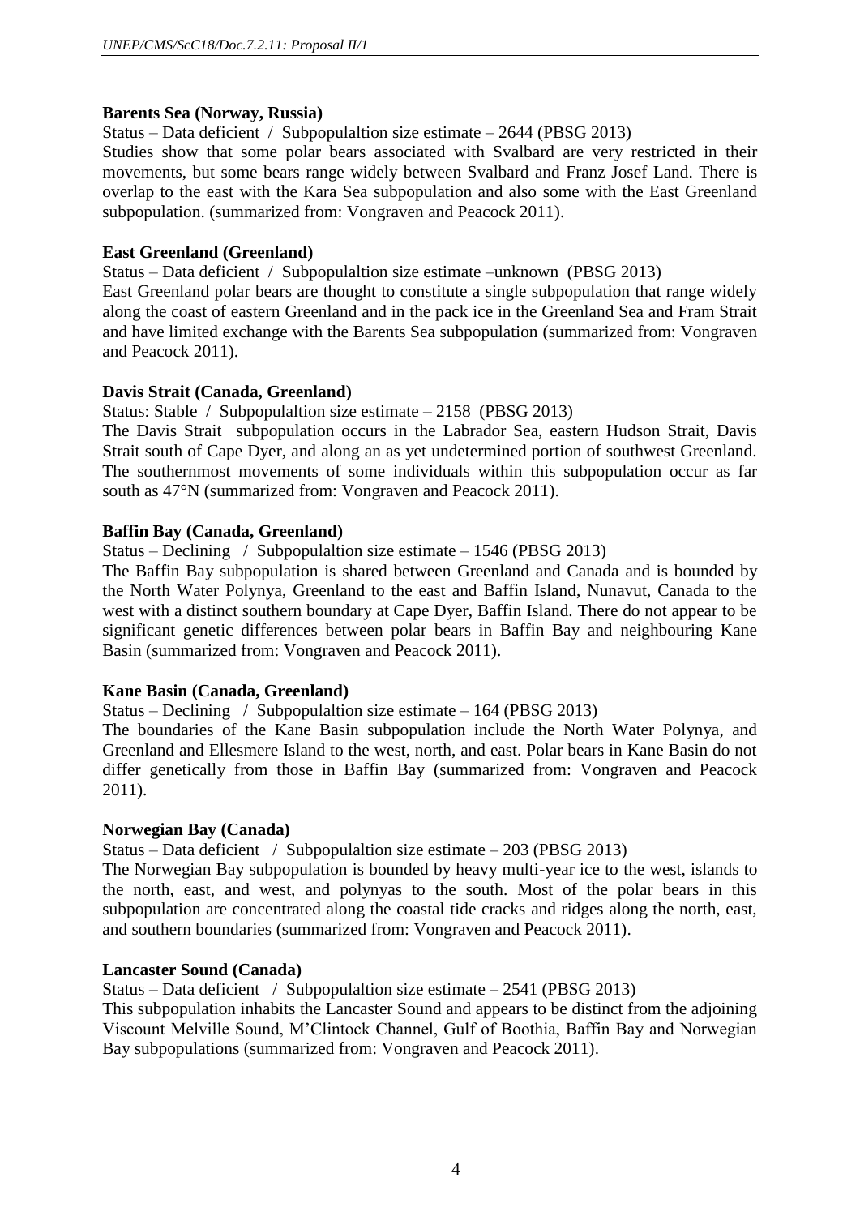**Barents Sea (Norway, Russia)**

Status – Data deficient / Subpopulaltion size estimate – 2644 (PBSG 2013)

Studies show that some polar bears associated with Svalbard are very restricted in their movements, but some bears range widely between Svalbard and Franz Josef Land. There is overlap to the east with the Kara Sea subpopulation and also some with the East Greenland subpopulation. (summarized from: Vongraven and Peacock 2011).

**East Greenland (Greenland)**

Status – Data deficient / Subpopulaltion size estimate –unknown (PBSG 2013)

East Greenland polar bears are thought to constitute a single subpopulation that range widely along the coast of eastern Greenland and in the pack ice in the Greenland Sea and Fram Strait and have limited exchange with the Barents Sea subpopulation (summarized from: Vongraven and Peacock 2011).

**Davis Strait (Canada, Greenland)**

Status: Stable / Subpopulaltion size estimate – 2158 (PBSG 2013)

The Davis Strait subpopulation occurs in the Labrador Sea, eastern Hudson Strait, Davis Strait south of Cape Dyer, and along an as yet undetermined portion of southwest Greenland. The southernmost movements of some individuals within this subpopulation occur as far south as 47°N (summarized from: Vongraven and Peacock 2011).

**Baffin Bay (Canada, Greenland)**

Status – Declining / Subpopulaltion size estimate – 1546 (PBSG 2013)

The Baffin Bay subpopulation is shared between Greenland and Canada and is bounded by the North Water Polynya, Greenland to the east and Baffin Island, Nunavut, Canada to the west with a distinct southern boundary at Cape Dyer, Baffin Island. There do not appear to be significant genetic differences between polar bears in Baffin Bay and neighbouring Kane Basin (summarized from: Vongraven and Peacock 2011).

**Kane Basin (Canada, Greenland)**

Status – Declining / Subpopulaltion size estimate – 164 (PBSG 2013)

The boundaries of the Kane Basin subpopulation include the North Water Polynya, and Greenland and Ellesmere Island to the west, north, and east. Polar bears in Kane Basin do not differ genetically from those in Baffin Bay (summarized from: Vongraven and Peacock 2011).

**Norwegian Bay (Canada)**

Status – Data deficient / Subpopulaltion size estimate – 203 (PBSG 2013)

The Norwegian Bay subpopulation is bounded by heavy multi-year ice to the west, islands to the north, east, and west, and polynyas to the south. Most of the polar bears in this subpopulation are concentrated along the coastal tide cracks and ridges along the north, east, and southern boundaries (summarized from: Vongraven and Peacock 2011).

**Lancaster Sound (Canada)**

Status – Data deficient / Subpopulaltion size estimate – 2541 (PBSG 2013)

This subpopulation inhabits the Lancaster Sound and appears to be distinct from the adjoining Viscount Melville Sound, M'Clintock Channel, Gulf of Boothia, Baffin Bay and Norwegian Bay subpopulations (summarized from: Vongraven and Peacock 2011).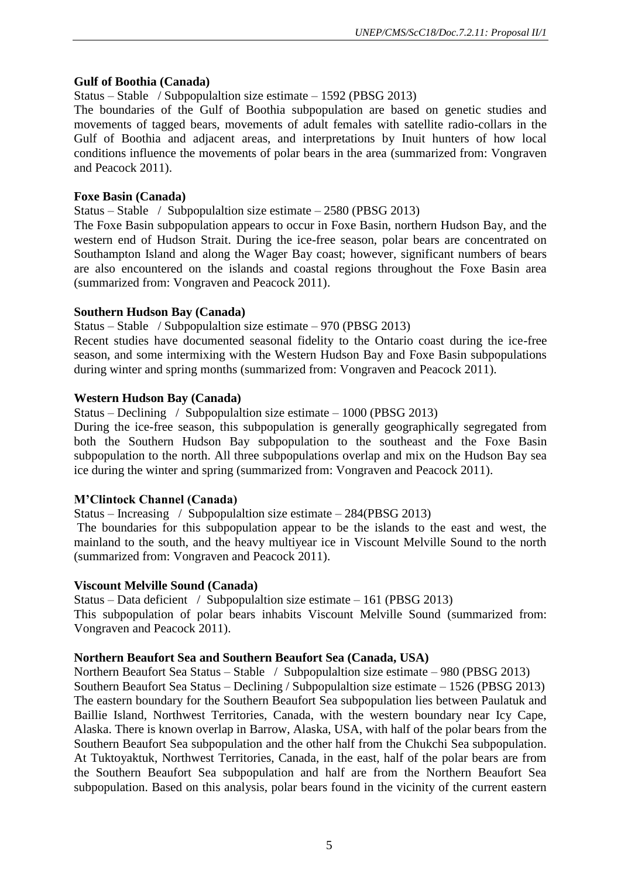**Gulf of Boothia (Canada)**

Status – Stable / Subpopulaltion size estimate – 1592 (PBSG 2013)

The boundaries of the Gulf of Boothia subpopulation are based on genetic studies and movements of tagged bears, movements of adult females with satellite radio-collars in the Gulf of Boothia and adjacent areas, and interpretations by Inuit hunters of how local conditions influence the movements of polar bears in the area (summarized from: Vongraven and Peacock 2011).

**Foxe Basin (Canada)**

Status – Stable / Subpopulaltion size estimate – 2580 (PBSG 2013)

The Foxe Basin subpopulation appears to occur in Foxe Basin, northern Hudson Bay, and the western end of Hudson Strait. During the ice-free season, polar bears are concentrated on Southampton Island and along the Wager Bay coast; however, significant numbers of bears are also encountered on the islands and coastal regions throughout the Foxe Basin area (summarized from: Vongraven and Peacock 2011).

**Southern Hudson Bay (Canada)**

Status – Stable / Subpopulaltion size estimate – 970 (PBSG 2013)

Recent studies have documented seasonal fidelity to the Ontario coast during the ice-free season, and some intermixing with the Western Hudson Bay and Foxe Basin subpopulations during winter and spring months (summarized from: Vongraven and Peacock 2011).

**Western Hudson Bay (Canada)**

Status – Declining / Subpopulaltion size estimate – 1000 (PBSG 2013)

During the ice-free season, this subpopulation is generally geographically segregated from both the Southern Hudson Bay subpopulation to the southeast and the Foxe Basin subpopulation to the north. All three subpopulations overlap and mix on the Hudson Bay sea ice during the winter and spring (summarized from: Vongraven and Peacock 2011).

**M'Clintock Channel (Canada)**

Status – Increasing / Subpopulaltion size estimate – 284(PBSG 2013)

The boundaries for this subpopulation appear to be the islands to the east and west, the mainland to the south, and the heavy multiyear ice in Viscount Melville Sound to the north (summarized from: Vongraven and Peacock 2011).

**Viscount Melville Sound (Canada)**

Status – Data deficient / Subpopulaltion size estimate – 161 (PBSG 2013)

This subpopulation of polar bears inhabits Viscount Melville Sound (summarized from: Vongraven and Peacock 2011).

**Northern Beaufort Sea and Southern Beaufort Sea (Canada, USA)**

Northern Beaufort Sea Status – Stable / Subpopulaltion size estimate – 980 (PBSG 2013)

Southern Beaufort Sea Status – Declining / Subpopulaltion size estimate – 1526 (PBSG 2013)

The eastern boundary for the Southern Beaufort Sea subpopulation lies between Paulatuk and Baillie Island, Northwest Territories, Canada, with the western boundary near Icy Cape, Alaska. There is known overlap in Barrow, Alaska, USA, with half of the polar bears from the Southern Beaufort Sea subpopulation and the other half from the Chukchi Sea subpopulation. At Tuktoyaktuk, Northwest Territories, Canada, in the east, half of the polar bears are from the Southern Beaufort Sea subpopulation and half are from the Northern Beaufort Sea subpopulation. Based on this analysis, polar bears found in the vicinity of the current eastern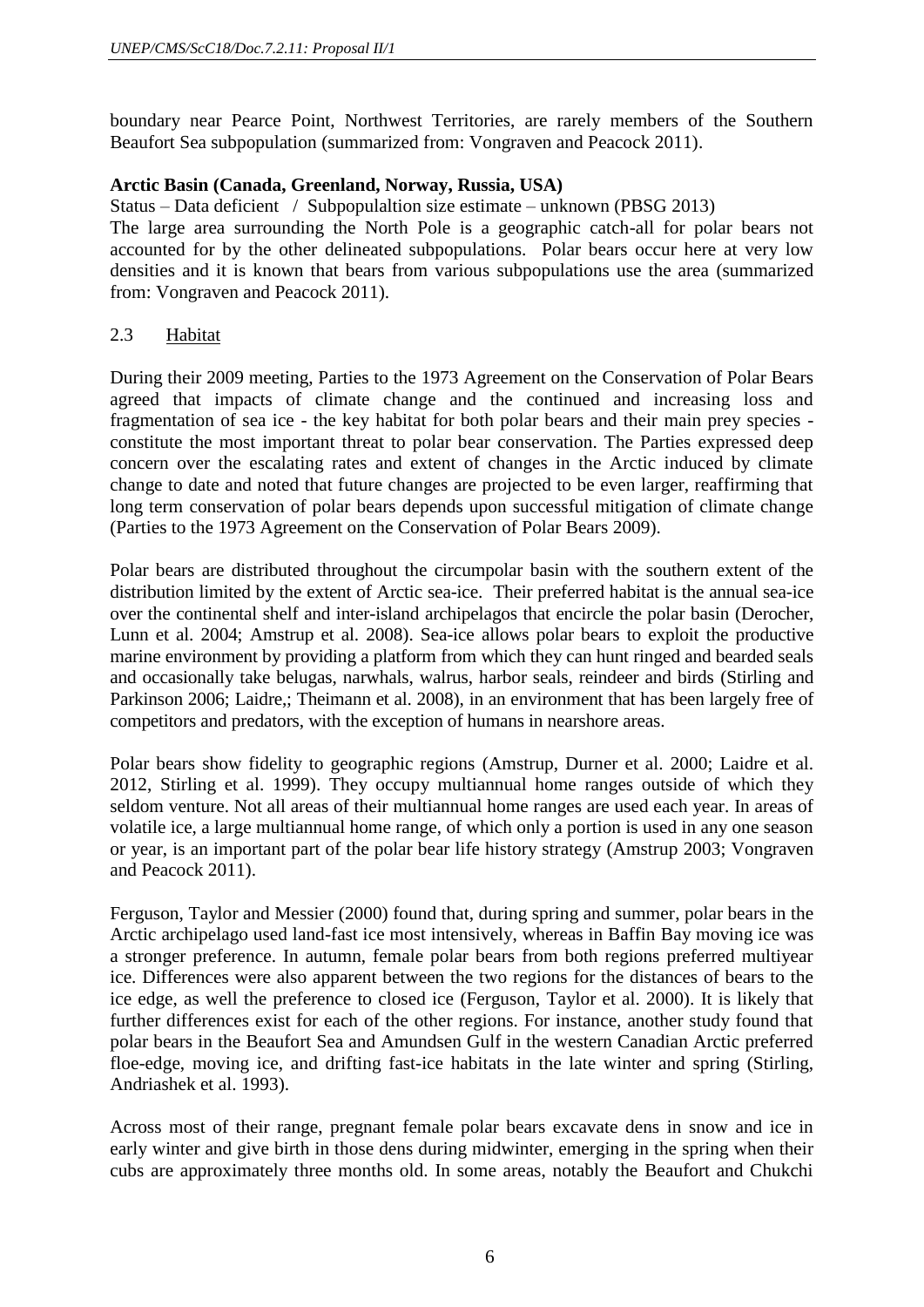boundary near Pearce Point, Northwest Territories, are rarely members of the Southern Beaufort Sea subpopulation (summarized from: Vongraven and Peacock 2011).

**Arctic Basin (Canada, Greenland, Norway, Russia, USA)**

Status – Data deficient / Subpopulaltion size estimate – unknown (PBSG 2013)

The large area surrounding the North Pole is a geographic catch-all for polar bears not accounted for by the other delineated subpopulations. Polar bears occur here at very low densities and it is known that bears from various subpopulations use the area (summarized from: Vongraven and Peacock 2011).

### 2.3 Habitat

During their 2009 meeting, Parties to the 1973 Agreement on the Conservation of Polar Bears agreed that impacts of climate change and the continued and increasing loss and fragmentation of sea ice - the key habitat for both polar bears and their main prey species - constitute the most important threat to polar bear conservation. The Parties expressed deep concern over the escalating rates and extent of changes in the Arctic induced by climate change to date and noted that future changes are projected to be even larger, reaffirming that long term conservation of polar bears depends upon successful mitigation of climate change (Parties to the 1973 Agreement on the Conservation of Polar Bears 2009).

Polar bears are distributed throughout the circumpolar basin with the southern extent of the distribution limited by the extent of Arctic sea-ice. Their preferred habitat is the annual sea-ice over the continental shelf and inter-island archipelagos that encircle the polar basin (Derocher, Lunn et al. 2004; Amstrup et al. 2008). Sea-ice allows polar bears to exploit the productive marine environment by providing a platform from which they can hunt ringed and bearded seals and occasionally take belugas, narwhals, walrus, harbor seals, reindeer and birds (Stirling and Parkinson 2006; Laidre,; Theimann et al. 2008), in an environment that has been largely free of competitors and predators, with the exception of humans in nearshore areas.

Polar bears show fidelity to geographic regions (Amstrup, Durner et al. 2000; Laidre et al. 2012, Stirling et al. 1999). They occupy multiannual home ranges outside of which they seldom venture. Not all areas of their multiannual home ranges are used each year. In areas of volatile ice, a large multiannual home range, of which only a portion is used in any one season or year, is an important part of the polar bear life history strategy (Amstrup 2003; Vongraven and Peacock 2011).

Ferguson, Taylor and Messier (2000) found that, during spring and summer, polar bears in the Arctic archipelago used land-fast ice most intensively, whereas in Baffin Bay moving ice was a stronger preference. In autumn, female polar bears from both regions preferred multiyear ice. Differences were also apparent between the two regions for the distances of bears to the ice edge, as well the preference to closed ice (Ferguson, Taylor et al. 2000). It is likely that further differences exist for each of the other regions. For instance, another study found that polar bears in the Beaufort Sea and Amundsen Gulf in the western Canadian Arctic preferred floe-edge, moving ice, and drifting fast-ice habitats in the late winter and spring (Stirling, Andriashek et al. 1993).

Across most of their range, pregnant female polar bears excavate dens in snow and ice in early winter and give birth in those dens during midwinter, emerging in the spring when their cubs are approximately three months old. In some areas, notably the Beaufort and Chukchi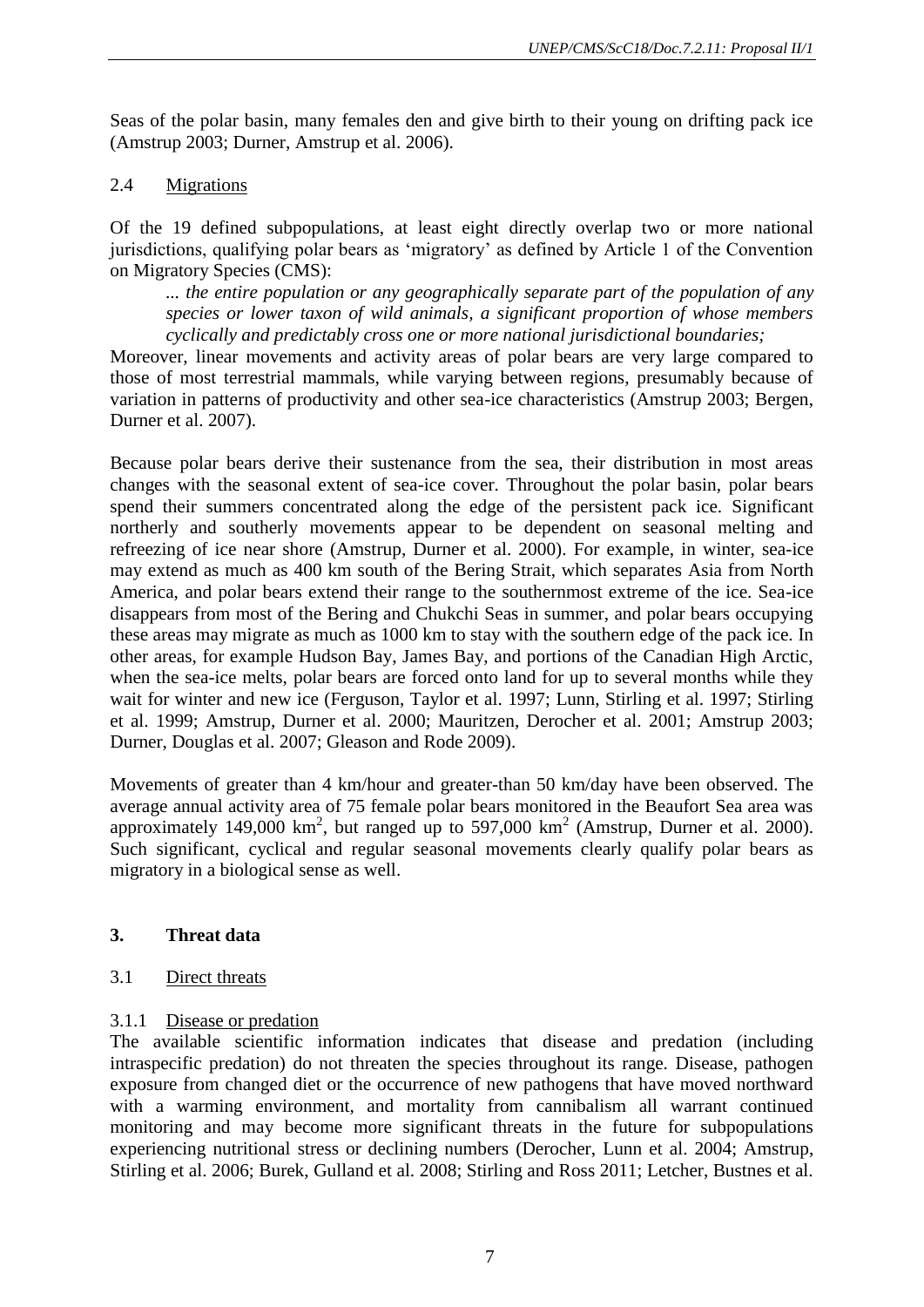Seas of the polar basin, many females den and give birth to their young on drifting pack ice (Amstrup 2003; Durner, Amstrup et al. 2006).

## 2.4 Migrations

Of the 19 defined subpopulations, at least eight directly overlap two or more national jurisdictions, qualifying polar bears as 'migratory' as defined by Article 1 of the Convention on Migratory Species (CMS):

> *... the entire population or any geographically separate part of the population of any species or lower taxon of wild animals, a significant proportion of whose members cyclically and predictably cross one or more national jurisdictional boundaries;*

Moreover, linear movements and activity areas of polar bears are very large compared to those of most terrestrial mammals, while varying between regions, presumably because of variation in patterns of productivity and other sea-ice characteristics (Amstrup 2003; Bergen, Durner et al. 2007).

Because polar bears derive their sustenance from the sea, their distribution in most areas changes with the seasonal extent of sea-ice cover. Throughout the polar basin, polar bears spend their summers concentrated along the edge of the persistent pack ice. Significant northerly and southerly movements appear to be dependent on seasonal melting and refreezing of ice near shore (Amstrup, Durner et al. 2000). For example, in winter, sea-ice may extend as much as 400 km south of the Bering Strait, which separates Asia from North America, and polar bears extend their range to the southernmost extreme of the ice. Sea-ice disappears from most of the Bering and Chukchi Seas in summer, and polar bears occupying these areas may migrate as much as 1000 km to stay with the southern edge of the pack ice. In other areas, for example Hudson Bay, James Bay, and portions of the Canadian High Arctic, when the sea-ice melts, polar bears are forced onto land for up to several months while they wait for winter and new ice (Ferguson, Taylor et al. 1997; Lunn, Stirling et al. 1997; Stirling et al. 1999; Amstrup, Durner et al. 2000; Mauritzen, Derocher et al. 2001; Amstrup 2003; Durner, Douglas et al. 2007; Gleason and Rode 2009).

Movements of greater than 4 km/hour and greater-than 50 km/day have been observed. The average annual activity area of 75 female polar bears monitored in the Beaufort Sea area was approximately 149,000 km$^2$, but ranged up to 597,000 km$^2$ (Amstrup, Durner et al. 2000). Such significant, cyclical and regular seasonal movements clearly qualify polar bears as migratory in a biological sense as well.

# 3. Threat data

## 3.1 Direct threats

### 3.1.1 Disease or predation

The available scientific information indicates that disease and predation (including intraspecific predation) do not threaten the species throughout its range. Disease, pathogen exposure from changed diet or the occurrence of new pathogens that have moved northward with a warming environment, and mortality from cannibalism all warrant continued monitoring and may become more significant threats in the future for subpopulations experiencing nutritional stress or declining numbers (Derocher, Lunn et al. 2004; Amstrup, Stirling et al. 2006; Burek, Gulland et al. 2008; Stirling and Ross 2011; Letcher, Bustnes et al.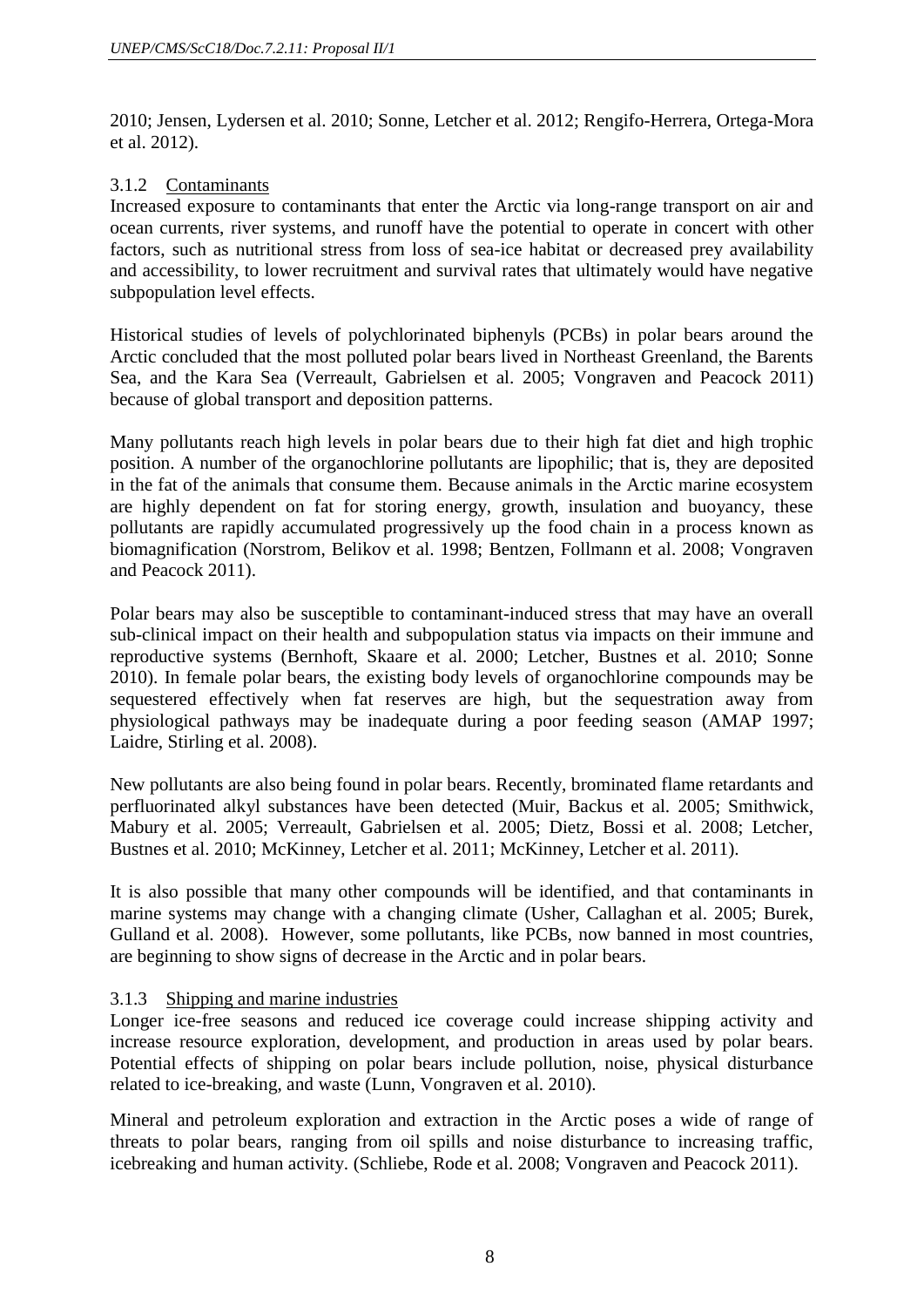2010; Jensen, Lydersen et al. 2010; Sonne, Letcher et al. 2012; Rengifo-Herrera, Ortega-Mora et al. 2012).

### 3.1.2 Contaminants

Increased exposure to contaminants that enter the Arctic via long-range transport on air and ocean currents, river systems, and runoff have the potential to operate in concert with other factors, such as nutritional stress from loss of sea-ice habitat or decreased prey availability and accessibility, to lower recruitment and survival rates that ultimately would have negative subpopulation level effects.

Historical studies of levels of polychlorinated biphenyls (PCBs) in polar bears around the Arctic concluded that the most polluted polar bears lived in Northeast Greenland, the Barents Sea, and the Kara Sea (Verreault, Gabrielsen et al. 2005; Vongraven and Peacock 2011) because of global transport and deposition patterns.

Many pollutants reach high levels in polar bears due to their high fat diet and high trophic position. A number of the organochlorine pollutants are lipophilic; that is, they are deposited in the fat of the animals that consume them. Because animals in the Arctic marine ecosystem are highly dependent on fat for storing energy, growth, insulation and buoyancy, these pollutants are rapidly accumulated progressively up the food chain in a process known as biomagnification (Norstrom, Belikov et al. 1998; Bentzen, Follmann et al. 2008; Vongraven and Peacock 2011).

Polar bears may also be susceptible to contaminant-induced stress that may have an overall sub-clinical impact on their health and subpopulation status via impacts on their immune and reproductive systems (Bernhoft, Skaare et al. 2000; Letcher, Bustnes et al. 2010; Sonne 2010). In female polar bears, the existing body levels of organochlorine compounds may be sequestered effectively when fat reserves are high, but the sequestration away from physiological pathways may be inadequate during a poor feeding season (AMAP 1997; Laidre, Stirling et al. 2008).

New pollutants are also being found in polar bears. Recently, brominated flame retardants and perfluorinated alkyl substances have been detected (Muir, Backus et al. 2005; Smithwick, Mabury et al. 2005; Verreault, Gabrielsen et al. 2005; Dietz, Bossi et al. 2008; Letcher, Bustnes et al. 2010; McKinney, Letcher et al. 2011; McKinney, Letcher et al. 2011).

It is also possible that many other compounds will be identified, and that contaminants in marine systems may change with a changing climate (Usher, Callaghan et al. 2005; Burek, Gulland et al. 2008). However, some pollutants, like PCBs, now banned in most countries, are beginning to show signs of decrease in the Arctic and in polar bears.

### 3.1.3 Shipping and marine industries

Longer ice-free seasons and reduced ice coverage could increase shipping activity and increase resource exploration, development, and production in areas used by polar bears. Potential effects of shipping on polar bears include pollution, noise, physical disturbance related to ice-breaking, and waste (Lunn, Vongraven et al. 2010).

Mineral and petroleum exploration and extraction in the Arctic poses a wide of range of threats to polar bears, ranging from oil spills and noise disturbance to increasing traffic, icebreaking and human activity. (Schliebe, Rode et al. 2008; Vongraven and Peacock 2011).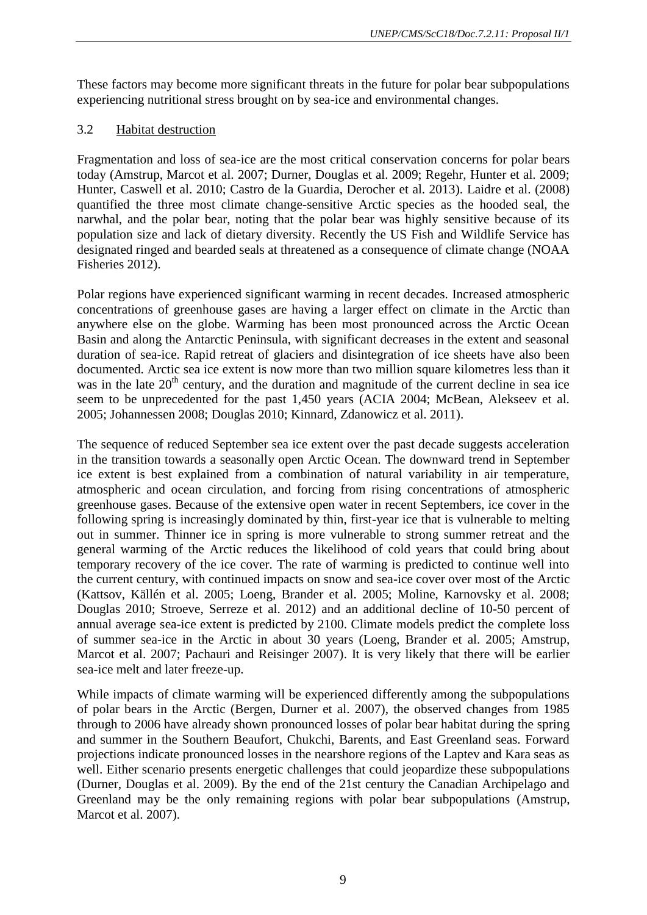These factors may become more significant threats in the future for polar bear subpopulations experiencing nutritional stress brought on by sea-ice and environmental changes.

### 3.2 Habitat destruction

Fragmentation and loss of sea-ice are the most critical conservation concerns for polar bears today (Amstrup, Marcot et al. 2007; Durner, Douglas et al. 2009; Regehr, Hunter et al. 2009; Hunter, Caswell et al. 2010; Castro de la Guardia, Derocher et al. 2013). Laidre et al. (2008) quantified the three most climate change-sensitive Arctic species as the hooded seal, the narwhal, and the polar bear, noting that the polar bear was highly sensitive because of its population size and lack of dietary diversity. Recently the US Fish and Wildlife Service has designated ringed and bearded seals at threatened as a consequence of climate change (NOAA Fisheries 2012).

Polar regions have experienced significant warming in recent decades. Increased atmospheric concentrations of greenhouse gases are having a larger effect on climate in the Arctic than anywhere else on the globe. Warming has been most pronounced across the Arctic Ocean Basin and along the Antarctic Peninsula, with significant decreases in the extent and seasonal duration of sea-ice. Rapid retreat of glaciers and disintegration of ice sheets have also been documented. Arctic sea ice extent is now more than two million square kilometres less than it was in the late 20th century, and the duration and magnitude of the current decline in sea ice seem to be unprecedented for the past 1,450 years (ACIA 2004; McBean, Alekseev et al. 2005; Johannessen 2008; Douglas 2010; Kinnard, Zdanowicz et al. 2011).

The sequence of reduced September sea ice extent over the past decade suggests acceleration in the transition towards a seasonally open Arctic Ocean. The downward trend in September ice extent is best explained from a combination of natural variability in air temperature, atmospheric and ocean circulation, and forcing from rising concentrations of atmospheric greenhouse gases. Because of the extensive open water in recent Septembers, ice cover in the following spring is increasingly dominated by thin, first-year ice that is vulnerable to melting out in summer. Thinner ice in spring is more vulnerable to strong summer retreat and the general warming of the Arctic reduces the likelihood of cold years that could bring about temporary recovery of the ice cover. The rate of warming is predicted to continue well into the current century, with continued impacts on snow and sea-ice cover over most of the Arctic (Kattsov, Källén et al. 2005; Loeng, Brander et al. 2005; Moline, Karnovsky et al. 2008; Douglas 2010; Stroeve, Serreze et al. 2012) and an additional decline of 10-50 percent of annual average sea-ice extent is predicted by 2100. Climate models predict the complete loss of summer sea-ice in the Arctic in about 30 years (Loeng, Brander et al. 2005; Amstrup, Marcot et al. 2007; Pachauri and Reisinger 2007). It is very likely that there will be earlier sea-ice melt and later freeze-up.

While impacts of climate warming will be experienced differently among the subpopulations of polar bears in the Arctic (Bergen, Durner et al. 2007), the observed changes from 1985 through to 2006 have already shown pronounced losses of polar bear habitat during the spring and summer in the Southern Beaufort, Chukchi, Barents, and East Greenland seas. Forward projections indicate pronounced losses in the nearshore regions of the Laptev and Kara seas as well. Either scenario presents energetic challenges that could jeopardize these subpopulations (Durner, Douglas et al. 2009). By the end of the 21st century the Canadian Archipelago and Greenland may be the only remaining regions with polar bear subpopulations (Amstrup, Marcot et al. 2007).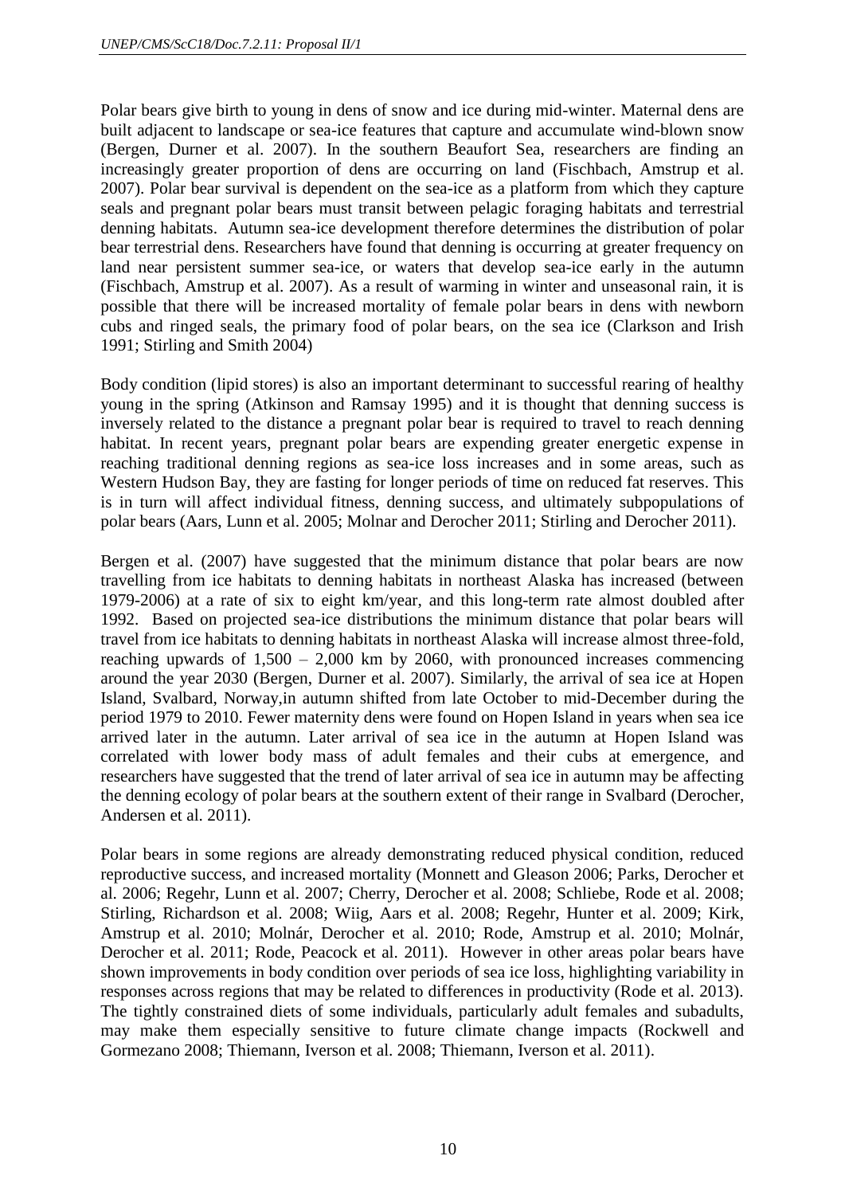Polar bears give birth to young in dens of snow and ice during mid-winter. Maternal dens are built adjacent to landscape or sea-ice features that capture and accumulate wind-blown snow (Bergen, Durner et al. 2007). In the southern Beaufort Sea, researchers are finding an increasingly greater proportion of dens are occurring on land (Fischbach, Amstrup et al. 2007). Polar bear survival is dependent on the sea-ice as a platform from which they capture seals and pregnant polar bears must transit between pelagic foraging habitats and terrestrial denning habitats. Autumn sea-ice development therefore determines the distribution of polar bear terrestrial dens. Researchers have found that denning is occurring at greater frequency on land near persistent summer sea-ice, or waters that develop sea-ice early in the autumn (Fischbach, Amstrup et al. 2007). As a result of warming in winter and unseasonal rain, it is possible that there will be increased mortality of female polar bears in dens with newborn cubs and ringed seals, the primary food of polar bears, on the sea ice (Clarkson and Irish 1991; Stirling and Smith 2004)

Body condition (lipid stores) is also an important determinant to successful rearing of healthy young in the spring (Atkinson and Ramsay 1995) and it is thought that denning success is inversely related to the distance a pregnant polar bear is required to travel to reach denning habitat. In recent years, pregnant polar bears are expending greater energetic expense in reaching traditional denning regions as sea-ice loss increases and in some areas, such as Western Hudson Bay, they are fasting for longer periods of time on reduced fat reserves. This is in turn will affect individual fitness, denning success, and ultimately subpopulations of polar bears (Aars, Lunn et al. 2005; Molnar and Derocher 2011; Stirling and Derocher 2011).

Bergen et al. (2007) have suggested that the minimum distance that polar bears are now travelling from ice habitats to denning habitats in northeast Alaska has increased (between 1979-2006) at a rate of six to eight km/year, and this long-term rate almost doubled after 1992. Based on projected sea-ice distributions the minimum distance that polar bears will travel from ice habitats to denning habitats in northeast Alaska will increase almost three-fold, reaching upwards of 1,500 – 2,000 km by 2060, with pronounced increases commencing around the year 2030 (Bergen, Durner et al. 2007). Similarly, the arrival of sea ice at Hopen Island, Svalbard, Norway,in autumn shifted from late October to mid-December during the period 1979 to 2010. Fewer maternity dens were found on Hopen Island in years when sea ice arrived later in the autumn. Later arrival of sea ice in the autumn at Hopen Island was correlated with lower body mass of adult females and their cubs at emergence, and researchers have suggested that the trend of later arrival of sea ice in autumn may be affecting the denning ecology of polar bears at the southern extent of their range in Svalbard (Derocher, Andersen et al. 2011).

Polar bears in some regions are already demonstrating reduced physical condition, reduced reproductive success, and increased mortality (Monnett and Gleason 2006; Parks, Derocher et al. 2006; Regehr, Lunn et al. 2007; Cherry, Derocher et al. 2008; Schliebe, Rode et al. 2008; Stirling, Richardson et al. 2008; Wiig, Aars et al. 2008; Regehr, Hunter et al. 2009; Kirk, Amstrup et al. 2010; Molnár, Derocher et al. 2010; Rode, Amstrup et al. 2010; Molnár, Derocher et al. 2011; Rode, Peacock et al. 2011). However in other areas polar bears have shown improvements in body condition over periods of sea ice loss, highlighting variability in responses across regions that may be related to differences in productivity (Rode et al. 2013). The tightly constrained diets of some individuals, particularly adult females and subadults, may make them especially sensitive to future climate change impacts (Rockwell and Gormezano 2008; Thiemann, Iverson et al. 2008; Thiemann, Iverson et al. 2011).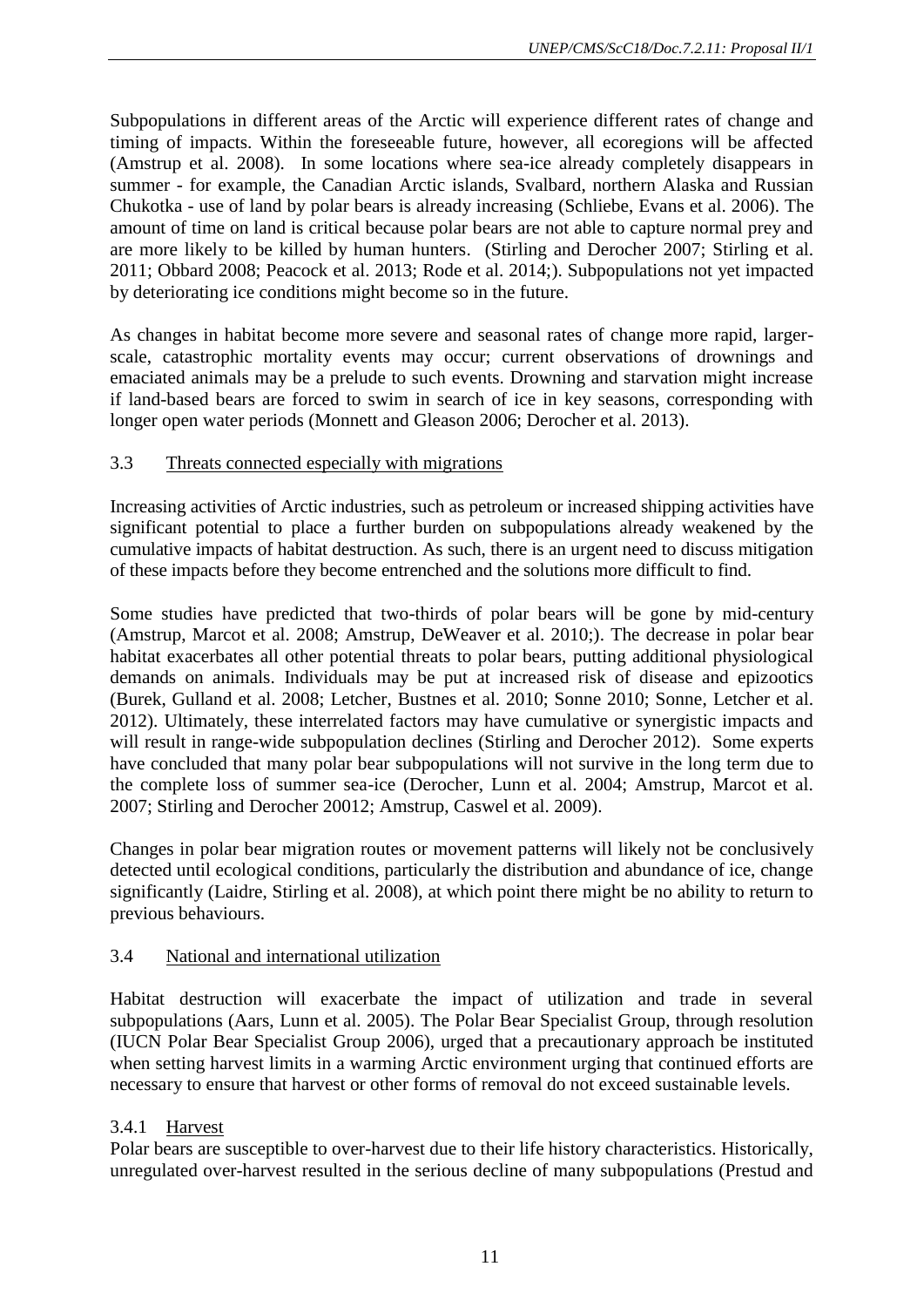Subpopulations in different areas of the Arctic will experience different rates of change and timing of impacts. Within the foreseeable future, however, all ecoregions will be affected (Amstrup et al. 2008). In some locations where sea-ice already completely disappears in summer - for example, the Canadian Arctic islands, Svalbard, northern Alaska and Russian Chukotka - use of land by polar bears is already increasing (Schliebe, Evans et al. 2006). The amount of time on land is critical because polar bears are not able to capture normal prey and are more likely to be killed by human hunters. (Stirling and Derocher 2007; Stirling et al. 2011; Obbard 2008; Peacock et al. 2013; Rode et al. 2014;). Subpopulations not yet impacted by deteriorating ice conditions might become so in the future.

As changes in habitat become more severe and seasonal rates of change more rapid, larger-scale, catastrophic mortality events may occur; current observations of drownings and emaciated animals may be a prelude to such events. Drowning and starvation might increase if land-based bears are forced to swim in search of ice in key seasons, corresponding with longer open water periods (Monnett and Gleason 2006; Derocher et al. 2013).

## 3.3 Threats connected especially with migrations

Increasing activities of Arctic industries, such as petroleum or increased shipping activities have significant potential to place a further burden on subpopulations already weakened by the cumulative impacts of habitat destruction. As such, there is an urgent need to discuss mitigation of these impacts before they become entrenched and the solutions more difficult to find.

Some studies have predicted that two-thirds of polar bears will be gone by mid-century (Amstrup, Marcot et al. 2008; Amstrup, DeWeaver et al. 2010;). The decrease in polar bear habitat exacerbates all other potential threats to polar bears, putting additional physiological demands on animals. Individuals may be put at increased risk of disease and epizootics (Burek, Gulland et al. 2008; Letcher, Bustnes et al. 2010; Sonne 2010; Sonne, Letcher et al. 2012). Ultimately, these interrelated factors may have cumulative or synergistic impacts and will result in range-wide subpopulation declines (Stirling and Derocher 2012). Some experts have concluded that many polar bear subpopulations will not survive in the long term due to the complete loss of summer sea-ice (Derocher, Lunn et al. 2004; Amstrup, Marcot et al. 2007; Stirling and Derocher 20012; Amstrup, Caswel et al. 2009).

Changes in polar bear migration routes or movement patterns will likely not be conclusively detected until ecological conditions, particularly the distribution and abundance of ice, change significantly (Laidre, Stirling et al. 2008), at which point there might be no ability to return to previous behaviours.

## 3.4 National and international utilization

Habitat destruction will exacerbate the impact of utilization and trade in several subpopulations (Aars, Lunn et al. 2005). The Polar Bear Specialist Group, through resolution (IUCN Polar Bear Specialist Group 2006), urged that a precautionary approach be instituted when setting harvest limits in a warming Arctic environment urging that continued efforts are necessary to ensure that harvest or other forms of removal do not exceed sustainable levels.

### 3.4.1 Harvest

Polar bears are susceptible to over-harvest due to their life history characteristics. Historically, unregulated over-harvest resulted in the serious decline of many subpopulations (Prestud and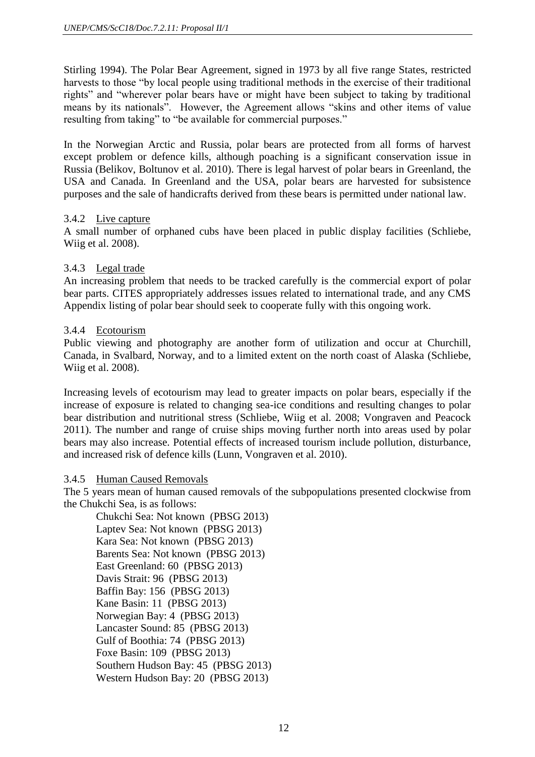Stirling 1994). The Polar Bear Agreement, signed in 1973 by all five range States, restricted harvests to those "by local people using traditional methods in the exercise of their traditional rights" and "wherever polar bears have or might have been subject to taking by traditional means by its nationals". However, the Agreement allows "skins and other items of value resulting from taking" to "be available for commercial purposes."

In the Norwegian Arctic and Russia, polar bears are protected from all forms of harvest except problem or defence kills, although poaching is a significant conservation issue in Russia (Belikov, Boltunov et al. 2010). There is legal harvest of polar bears in Greenland, the USA and Canada. In Greenland and the USA, polar bears are harvested for subsistence purposes and the sale of handicrafts derived from these bears is permitted under national law.

### 3.4.2 Live capture

A small number of orphaned cubs have been placed in public display facilities (Schliebe, Wiig et al. 2008).

### 3.4.3 Legal trade

An increasing problem that needs to be tracked carefully is the commercial export of polar bear parts. CITES appropriately addresses issues related to international trade, and any CMS Appendix listing of polar bear should seek to cooperate fully with this ongoing work.

### 3.4.4 Ecotourism

Public viewing and photography are another form of utilization and occur at Churchill, Canada, in Svalbard, Norway, and to a limited extent on the north coast of Alaska (Schliebe, Wiig et al. 2008).

Increasing levels of ecotourism may lead to greater impacts on polar bears, especially if the increase of exposure is related to changing sea-ice conditions and resulting changes to polar bear distribution and nutritional stress (Schliebe, Wiig et al. 2008; Vongraven and Peacock 2011). The number and range of cruise ships moving further north into areas used by polar bears may also increase. Potential effects of increased tourism include pollution, disturbance, and increased risk of defence kills (Lunn, Vongraven et al. 2010).

### 3.4.5 Human Caused Removals

The 5 years mean of human caused removals of the subpopulations presented clockwise from the Chukchi Sea, is as follows:

- Chukchi Sea: Not known (PBSG 2013)
- Laptev Sea: Not known (PBSG 2013)
- Kara Sea: Not known (PBSG 2013)
- Barents Sea: Not known (PBSG 2013)
- East Greenland: 60 (PBSG 2013)
- Davis Strait: 96 (PBSG 2013)
- Baffin Bay: 156 (PBSG 2013)
- Kane Basin: 11 (PBSG 2013)
- Norwegian Bay: 4 (PBSG 2013)
- Lancaster Sound: 85 (PBSG 2013)
- Gulf of Boothia: 74 (PBSG 2013)
- Foxe Basin: 109 (PBSG 2013)
- Southern Hudson Bay: 45 (PBSG 2013)
- Western Hudson Bay: 20 (PBSG 2013)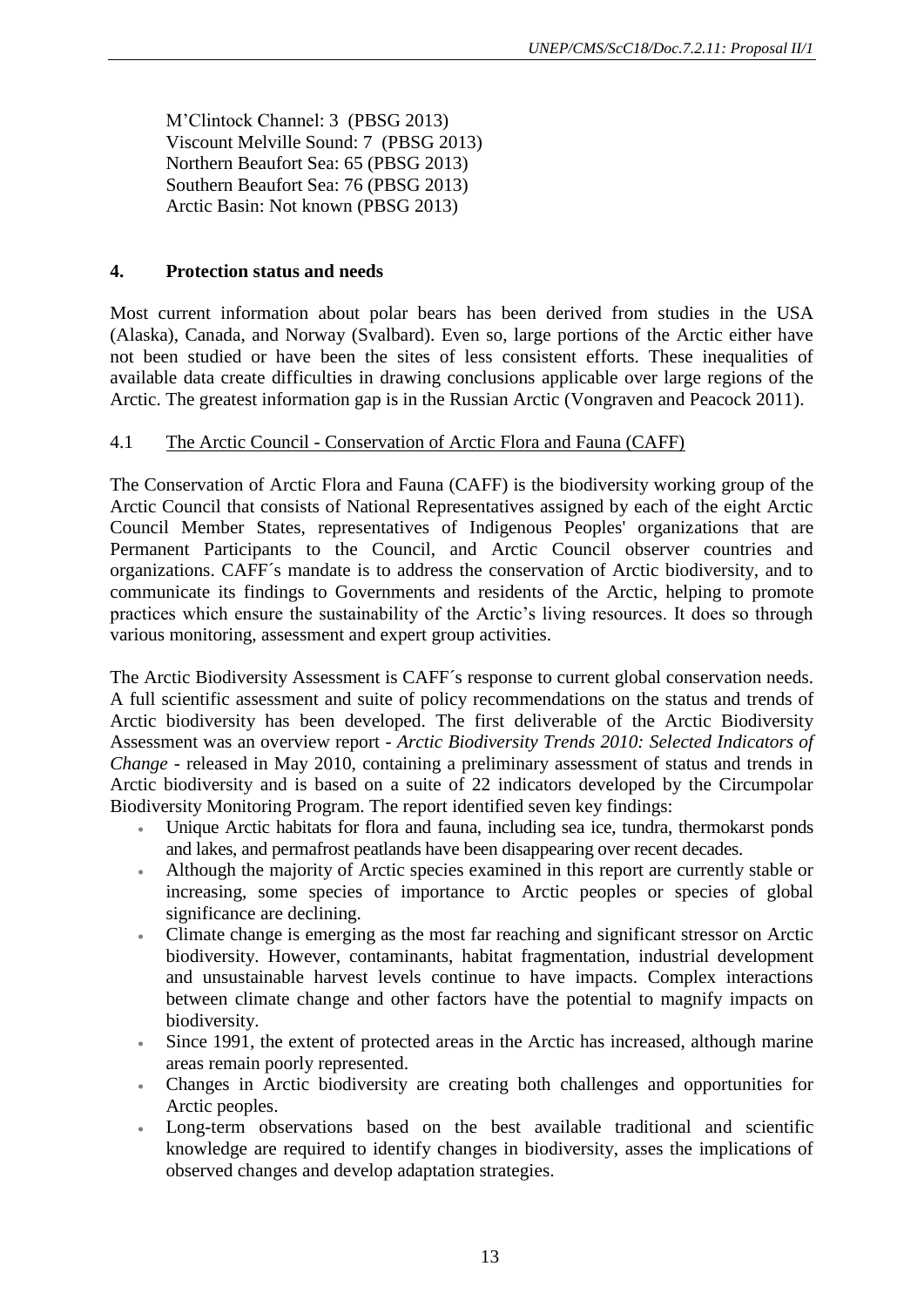M'Clintock Channel: 3 (PBSG 2013)
Viscount Melville Sound: 7 (PBSG 2013)
Northern Beaufort Sea: 65 (PBSG 2013)
Southern Beaufort Sea: 76 (PBSG 2013)
Arctic Basin: Not known (PBSG 2013)

## 4. Protection status and needs

Most current information about polar bears has been derived from studies in the USA (Alaska), Canada, and Norway (Svalbard). Even so, large portions of the Arctic either have not been studied or have been the sites of less consistent efforts. These inequalities of available data create difficulties in drawing conclusions applicable over large regions of the Arctic. The greatest information gap is in the Russian Arctic (Vongraven and Peacock 2011).

### 4.1 The Arctic Council - Conservation of Arctic Flora and Fauna (CAFF)

The Conservation of Arctic Flora and Fauna (CAFF) is the biodiversity working group of the Arctic Council that consists of National Representatives assigned by each of the eight Arctic Council Member States, representatives of Indigenous Peoples' organizations that are Permanent Participants to the Council, and Arctic Council observer countries and organizations. CAFF´s mandate is to address the conservation of Arctic biodiversity, and to communicate its findings to Governments and residents of the Arctic, helping to promote practices which ensure the sustainability of the Arctic's living resources. It does so through various monitoring, assessment and expert group activities.

The Arctic Biodiversity Assessment is CAFF´s response to current global conservation needs. A full scientific assessment and suite of policy recommendations on the status and trends of Arctic biodiversity has been developed. The first deliverable of the Arctic Biodiversity Assessment was an overview report - *Arctic Biodiversity Trends 2010: Selected Indicators of Change* - released in May 2010, containing a preliminary assessment of status and trends in Arctic biodiversity and is based on a suite of 22 indicators developed by the Circumpolar Biodiversity Monitoring Program. The report identified seven key findings:

- Unique Arctic habitats for flora and fauna, including sea ice, tundra, thermokarst ponds and lakes, and permafrost peatlands have been disappearing over recent decades.
- Although the majority of Arctic species examined in this report are currently stable or increasing, some species of importance to Arctic peoples or species of global significance are declining.
- Climate change is emerging as the most far reaching and significant stressor on Arctic biodiversity. However, contaminants, habitat fragmentation, industrial development and unsustainable harvest levels continue to have impacts. Complex interactions between climate change and other factors have the potential to magnify impacts on biodiversity.
- Since 1991, the extent of protected areas in the Arctic has increased, although marine areas remain poorly represented.
- Changes in Arctic biodiversity are creating both challenges and opportunities for Arctic peoples.
- Long-term observations based on the best available traditional and scientific knowledge are required to identify changes in biodiversity, asses the implications of observed changes and develop adaptation strategies.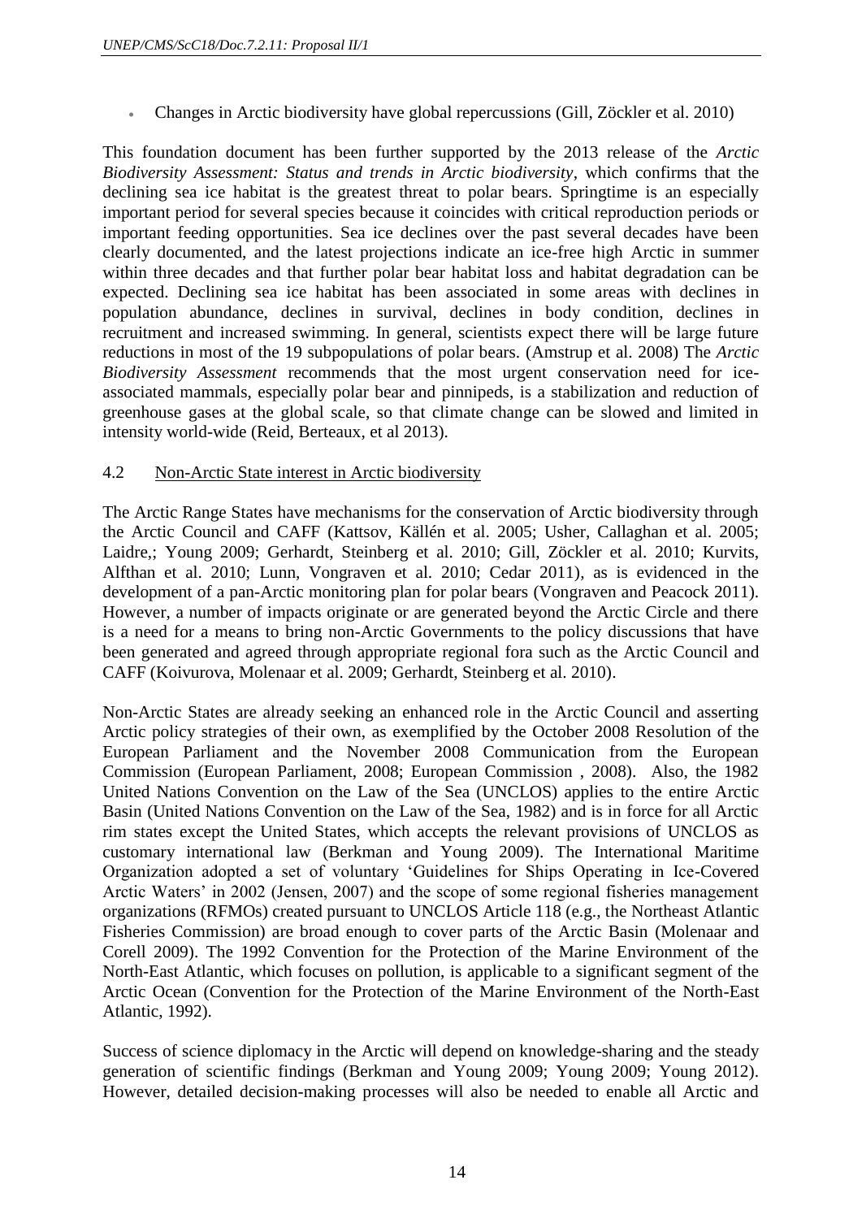- Changes in Arctic biodiversity have global repercussions (Gill, Zöckler et al. 2010)

This foundation document has been further supported by the 2013 release of the *Arctic Biodiversity Assessment: Status and trends in Arctic biodiversity*, which confirms that the declining sea ice habitat is the greatest threat to polar bears. Springtime is an especially important period for several species because it coincides with critical reproduction periods or important feeding opportunities. Sea ice declines over the past several decades have been clearly documented, and the latest projections indicate an ice-free high Arctic in summer within three decades and that further polar bear habitat loss and habitat degradation can be expected. Declining sea ice habitat has been associated in some areas with declines in population abundance, declines in survival, declines in body condition, declines in recruitment and increased swimming. In general, scientists expect there will be large future reductions in most of the 19 subpopulations of polar bears. (Amstrup et al. 2008) The *Arctic Biodiversity Assessment* recommends that the most urgent conservation need for ice-associated mammals, especially polar bear and pinnipeds, is a stabilization and reduction of greenhouse gases at the global scale, so that climate change can be slowed and limited in intensity world-wide (Reid, Berteaux, et al 2013).

### 4.2 Non-Arctic State interest in Arctic biodiversity

The Arctic Range States have mechanisms for the conservation of Arctic biodiversity through the Arctic Council and CAFF (Kattsov, Källén et al. 2005; Usher, Callaghan et al. 2005; Laidre,; Young 2009; Gerhardt, Steinberg et al. 2010; Gill, Zöckler et al. 2010; Kurvits, Alfthan et al. 2010; Lunn, Vongraven et al. 2010; Cedar 2011), as is evidenced in the development of a pan-Arctic monitoring plan for polar bears (Vongraven and Peacock 2011). However, a number of impacts originate or are generated beyond the Arctic Circle and there is a need for a means to bring non-Arctic Governments to the policy discussions that have been generated and agreed through appropriate regional fora such as the Arctic Council and CAFF (Koivurova, Molenaar et al. 2009; Gerhardt, Steinberg et al. 2010).

Non-Arctic States are already seeking an enhanced role in the Arctic Council and asserting Arctic policy strategies of their own, as exemplified by the October 2008 Resolution of the European Parliament and the November 2008 Communication from the European Commission (European Parliament, 2008; European Commission , 2008). Also, the 1982 United Nations Convention on the Law of the Sea (UNCLOS) applies to the entire Arctic Basin (United Nations Convention on the Law of the Sea, 1982) and is in force for all Arctic rim states except the United States, which accepts the relevant provisions of UNCLOS as customary international law (Berkman and Young 2009). The International Maritime Organization adopted a set of voluntary 'Guidelines for Ships Operating in Ice-Covered Arctic Waters' in 2002 (Jensen, 2007) and the scope of some regional fisheries management organizations (RFMOs) created pursuant to UNCLOS Article 118 (e.g., the Northeast Atlantic Fisheries Commission) are broad enough to cover parts of the Arctic Basin (Molenaar and Corell 2009). The 1992 Convention for the Protection of the Marine Environment of the North-East Atlantic, which focuses on pollution, is applicable to a significant segment of the Arctic Ocean (Convention for the Protection of the Marine Environment of the North-East Atlantic, 1992).

Success of science diplomacy in the Arctic will depend on knowledge-sharing and the steady generation of scientific findings (Berkman and Young 2009; Young 2009; Young 2012). However, detailed decision-making processes will also be needed to enable all Arctic and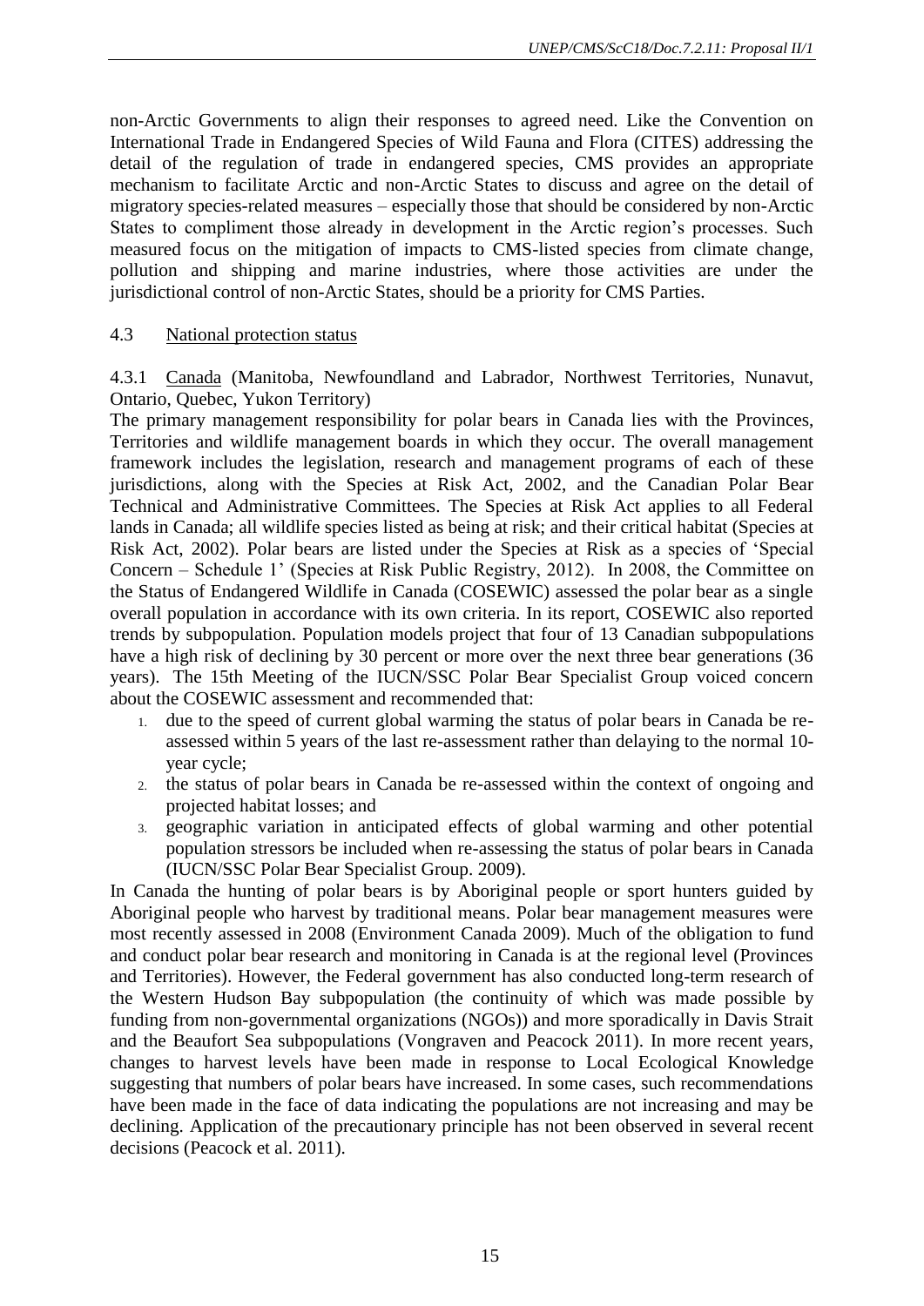non-Arctic Governments to align their responses to agreed need. Like the Convention on International Trade in Endangered Species of Wild Fauna and Flora (CITES) addressing the detail of the regulation of trade in endangered species, CMS provides an appropriate mechanism to facilitate Arctic and non-Arctic States to discuss and agree on the detail of migratory species-related measures – especially those that should be considered by non-Arctic States to compliment those already in development in the Arctic region's processes. Such measured focus on the mitigation of impacts to CMS-listed species from climate change, pollution and shipping and marine industries, where those activities are under the jurisdictional control of non-Arctic States, should be a priority for CMS Parties.

### 4.3 National protection status

4.3.1 Canada (Manitoba, Newfoundland and Labrador, Northwest Territories, Nunavut, Ontario, Quebec, Yukon Territory)

The primary management responsibility for polar bears in Canada lies with the Provinces, Territories and wildlife management boards in which they occur. The overall management framework includes the legislation, research and management programs of each of these jurisdictions, along with the Species at Risk Act, 2002, and the Canadian Polar Bear Technical and Administrative Committees. The Species at Risk Act applies to all Federal lands in Canada; all wildlife species listed as being at risk; and their critical habitat (Species at Risk Act, 2002). Polar bears are listed under the Species at Risk as a species of 'Special Concern – Schedule 1' (Species at Risk Public Registry, 2012). In 2008, the Committee on the Status of Endangered Wildlife in Canada (COSEWIC) assessed the polar bear as a single overall population in accordance with its own criteria. In its report, COSEWIC also reported trends by subpopulation. Population models project that four of 13 Canadian subpopulations have a high risk of declining by 30 percent or more over the next three bear generations (36 years). The 15th Meeting of the IUCN/SSC Polar Bear Specialist Group voiced concern about the COSEWIC assessment and recommended that:

1. due to the speed of current global warming the status of polar bears in Canada be re-assessed within 5 years of the last re-assessment rather than delaying to the normal 10-year cycle;
2. the status of polar bears in Canada be re-assessed within the context of ongoing and projected habitat losses; and
3. geographic variation in anticipated effects of global warming and other potential population stressors be included when re-assessing the status of polar bears in Canada (IUCN/SSC Polar Bear Specialist Group. 2009).

In Canada the hunting of polar bears is by Aboriginal people or sport hunters guided by Aboriginal people who harvest by traditional means. Polar bear management measures were most recently assessed in 2008 (Environment Canada 2009). Much of the obligation to fund and conduct polar bear research and monitoring in Canada is at the regional level (Provinces and Territories). However, the Federal government has also conducted long-term research of the Western Hudson Bay subpopulation (the continuity of which was made possible by funding from non-governmental organizations (NGOs)) and more sporadically in Davis Strait and the Beaufort Sea subpopulations (Vongraven and Peacock 2011). In more recent years, changes to harvest levels have been made in response to Local Ecological Knowledge suggesting that numbers of polar bears have increased. In some cases, such recommendations have been made in the face of data indicating the populations are not increasing and may be declining. Application of the precautionary principle has not been observed in several recent decisions (Peacock et al. 2011).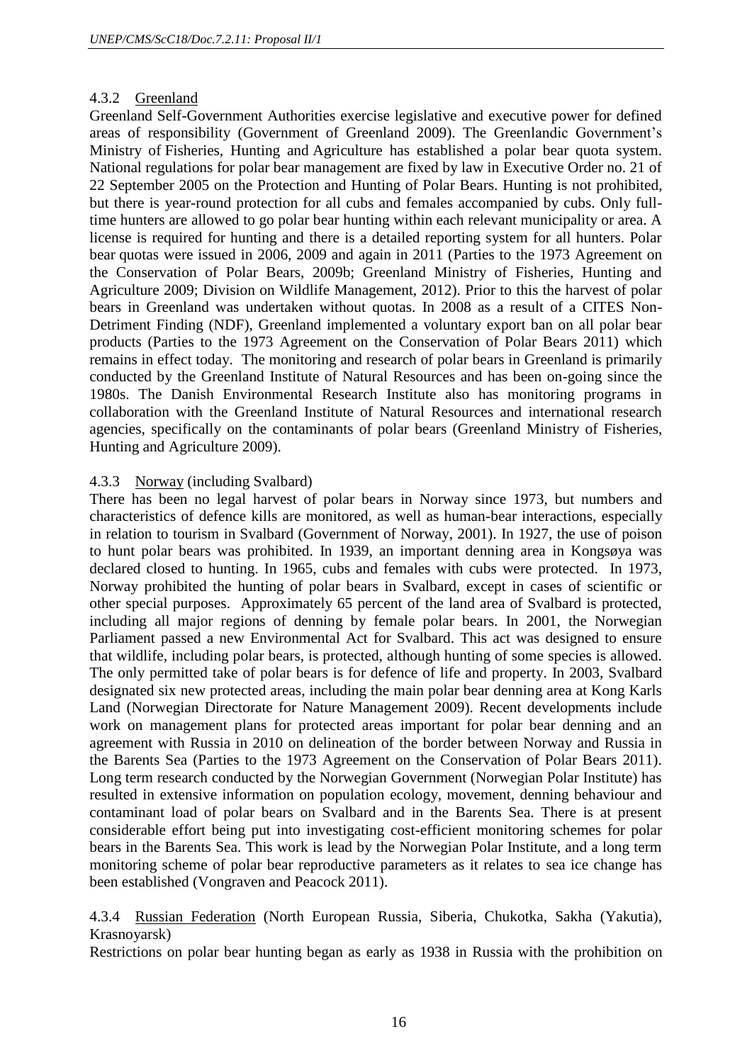#### 4.3.2 Greenland

Greenland Self-Government Authorities exercise legislative and executive power for defined areas of responsibility (Government of Greenland 2009). The Greenlandic Government's Ministry of Fisheries, Hunting and Agriculture has established a polar bear quota system. National regulations for polar bear management are fixed by law in Executive Order no. 21 of 22 September 2005 on the Protection and Hunting of Polar Bears. Hunting is not prohibited, but there is year-round protection for all cubs and females accompanied by cubs. Only full-time hunters are allowed to go polar bear hunting within each relevant municipality or area. A license is required for hunting and there is a detailed reporting system for all hunters. Polar bear quotas were issued in 2006, 2009 and again in 2011 (Parties to the 1973 Agreement on the Conservation of Polar Bears, 2009b; Greenland Ministry of Fisheries, Hunting and Agriculture 2009; Division on Wildlife Management, 2012). Prior to this the harvest of polar bears in Greenland was undertaken without quotas. In 2008 as a result of a CITES Non-Detriment Finding (NDF), Greenland implemented a voluntary export ban on all polar bear products (Parties to the 1973 Agreement on the Conservation of Polar Bears 2011) which remains in effect today. The monitoring and research of polar bears in Greenland is primarily conducted by the Greenland Institute of Natural Resources and has been on-going since the 1980s. The Danish Environmental Research Institute also has monitoring programs in collaboration with the Greenland Institute of Natural Resources and international research agencies, specifically on the contaminants of polar bears (Greenland Ministry of Fisheries, Hunting and Agriculture 2009).

#### 4.3.3 Norway (including Svalbard)

There has been no legal harvest of polar bears in Norway since 1973, but numbers and characteristics of defence kills are monitored, as well as human-bear interactions, especially in relation to tourism in Svalbard (Government of Norway, 2001). In 1927, the use of poison to hunt polar bears was prohibited. In 1939, an important denning area in Kongsøya was declared closed to hunting. In 1965, cubs and females with cubs were protected. In 1973, Norway prohibited the hunting of polar bears in Svalbard, except in cases of scientific or other special purposes. Approximately 65 percent of the land area of Svalbard is protected, including all major regions of denning by female polar bears. In 2001, the Norwegian Parliament passed a new Environmental Act for Svalbard. This act was designed to ensure that wildlife, including polar bears, is protected, although hunting of some species is allowed. The only permitted take of polar bears is for defence of life and property. In 2003, Svalbard designated six new protected areas, including the main polar bear denning area at Kong Karls Land (Norwegian Directorate for Nature Management 2009). Recent developments include work on management plans for protected areas important for polar bear denning and an agreement with Russia in 2010 on delineation of the border between Norway and Russia in the Barents Sea (Parties to the 1973 Agreement on the Conservation of Polar Bears 2011). Long term research conducted by the Norwegian Government (Norwegian Polar Institute) has resulted in extensive information on population ecology, movement, denning behaviour and contaminant load of polar bears on Svalbard and in the Barents Sea. There is at present considerable effort being put into investigating cost-efficient monitoring schemes for polar bears in the Barents Sea. This work is lead by the Norwegian Polar Institute, and a long term monitoring scheme of polar bear reproductive parameters as it relates to sea ice change has been established (Vongraven and Peacock 2011).

#### 4.3.4 Russian Federation (North European Russia, Siberia, Chukotka, Sakha (Yakutia), Krasnoyarsk)

Restrictions on polar bear hunting began as early as 1938 in Russia with the prohibition on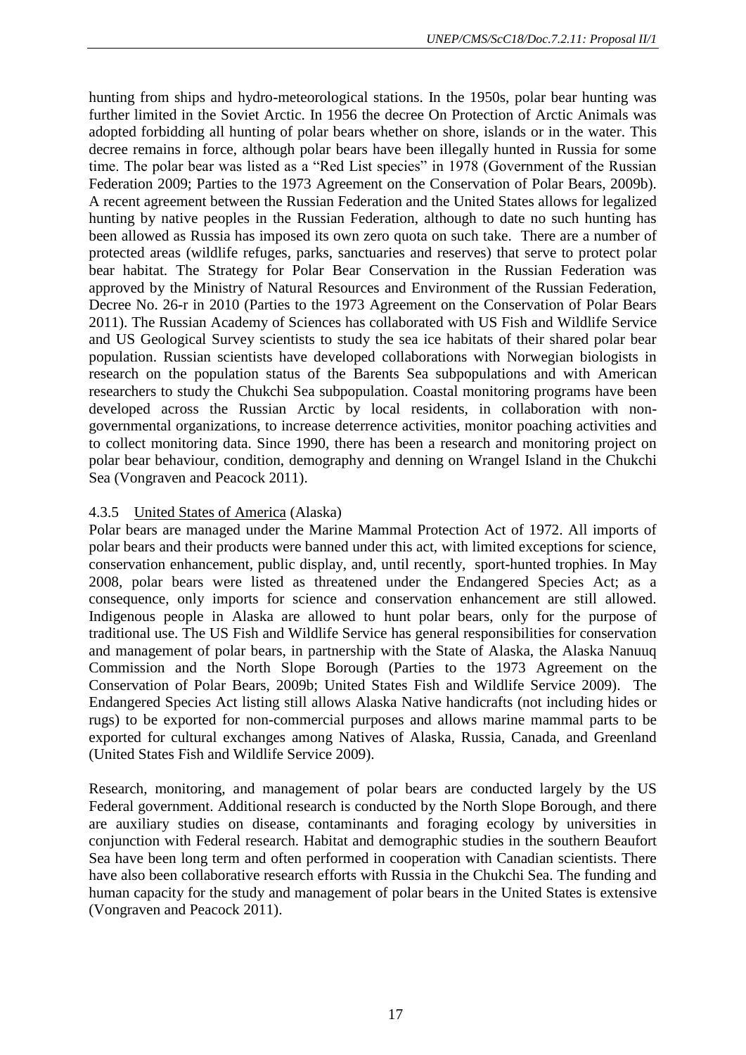hunting from ships and hydro-meteorological stations. In the 1950s, polar bear hunting was further limited in the Soviet Arctic. In 1956 the decree On Protection of Arctic Animals was adopted forbidding all hunting of polar bears whether on shore, islands or in the water. This decree remains in force, although polar bears have been illegally hunted in Russia for some time. The polar bear was listed as a "Red List species" in 1978 (Government of the Russian Federation 2009; Parties to the 1973 Agreement on the Conservation of Polar Bears, 2009b). A recent agreement between the Russian Federation and the United States allows for legalized hunting by native peoples in the Russian Federation, although to date no such hunting has been allowed as Russia has imposed its own zero quota on such take. There are a number of protected areas (wildlife refuges, parks, sanctuaries and reserves) that serve to protect polar bear habitat. The Strategy for Polar Bear Conservation in the Russian Federation was approved by the Ministry of Natural Resources and Environment of the Russian Federation, Decree No. 26-r in 2010 (Parties to the 1973 Agreement on the Conservation of Polar Bears 2011). The Russian Academy of Sciences has collaborated with US Fish and Wildlife Service and US Geological Survey scientists to study the sea ice habitats of their shared polar bear population. Russian scientists have developed collaborations with Norwegian biologists in research on the population status of the Barents Sea subpopulations and with American researchers to study the Chukchi Sea subpopulation. Coastal monitoring programs have been developed across the Russian Arctic by local residents, in collaboration with non-governmental organizations, to increase deterrence activities, monitor poaching activities and to collect monitoring data. Since 1990, there has been a research and monitoring project on polar bear behaviour, condition, demography and denning on Wrangel Island in the Chukchi Sea (Vongraven and Peacock 2011).

#### 4.3.5 United States of America (Alaska)

Polar bears are managed under the Marine Mammal Protection Act of 1972. All imports of polar bears and their products were banned under this act, with limited exceptions for science, conservation enhancement, public display, and, until recently, sport-hunted trophies. In May 2008, polar bears were listed as threatened under the Endangered Species Act; as a consequence, only imports for science and conservation enhancement are still allowed. Indigenous people in Alaska are allowed to hunt polar bears, only for the purpose of traditional use. The US Fish and Wildlife Service has general responsibilities for conservation and management of polar bears, in partnership with the State of Alaska, the Alaska Nanuuq Commission and the North Slope Borough (Parties to the 1973 Agreement on the Conservation of Polar Bears, 2009b; United States Fish and Wildlife Service 2009). The Endangered Species Act listing still allows Alaska Native handicrafts (not including hides or rugs) to be exported for non-commercial purposes and allows marine mammal parts to be exported for cultural exchanges among Natives of Alaska, Russia, Canada, and Greenland (United States Fish and Wildlife Service 2009).

Research, monitoring, and management of polar bears are conducted largely by the US Federal government. Additional research is conducted by the North Slope Borough, and there are auxiliary studies on disease, contaminants and foraging ecology by universities in conjunction with Federal research. Habitat and demographic studies in the southern Beaufort Sea have been long term and often performed in cooperation with Canadian scientists. There have also been collaborative research efforts with Russia in the Chukchi Sea. The funding and human capacity for the study and management of polar bears in the United States is extensive (Vongraven and Peacock 2011).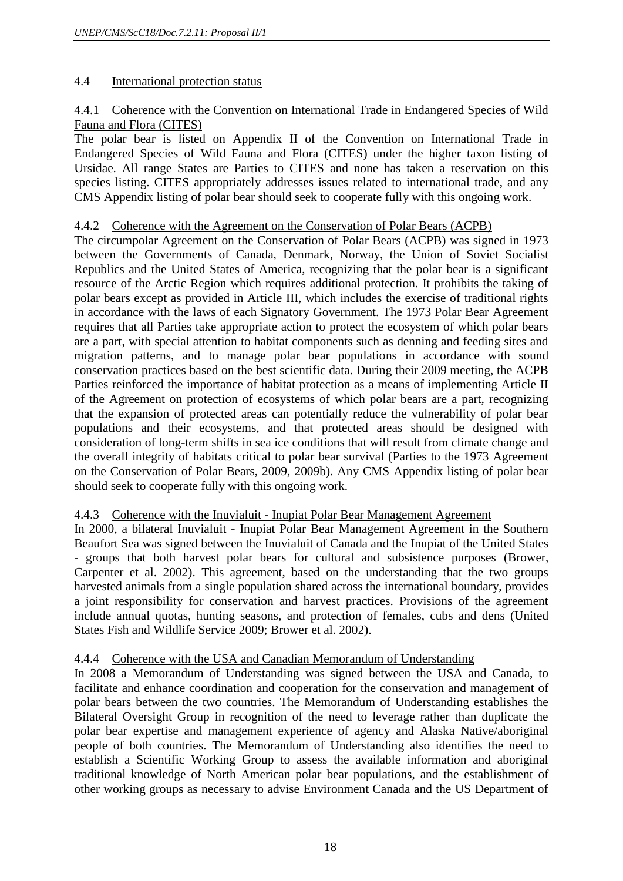## 4.4 International protection status

### 4.4.1 Coherence with the Convention on International Trade in Endangered Species of Wild Fauna and Flora (CITES)

The polar bear is listed on Appendix II of the Convention on International Trade in Endangered Species of Wild Fauna and Flora (CITES) under the higher taxon listing of Ursidae. All range States are Parties to CITES and none has taken a reservation on this species listing. CITES appropriately addresses issues related to international trade, and any CMS Appendix listing of polar bear should seek to cooperate fully with this ongoing work.

### 4.4.2 Coherence with the Agreement on the Conservation of Polar Bears (ACPB)

The circumpolar Agreement on the Conservation of Polar Bears (ACPB) was signed in 1973 between the Governments of Canada, Denmark, Norway, the Union of Soviet Socialist Republics and the United States of America, recognizing that the polar bear is a significant resource of the Arctic Region which requires additional protection. It prohibits the taking of polar bears except as provided in Article III, which includes the exercise of traditional rights in accordance with the laws of each Signatory Government. The 1973 Polar Bear Agreement requires that all Parties take appropriate action to protect the ecosystem of which polar bears are a part, with special attention to habitat components such as denning and feeding sites and migration patterns, and to manage polar bear populations in accordance with sound conservation practices based on the best scientific data. During their 2009 meeting, the ACPB Parties reinforced the importance of habitat protection as a means of implementing Article II of the Agreement on protection of ecosystems of which polar bears are a part, recognizing that the expansion of protected areas can potentially reduce the vulnerability of polar bear populations and their ecosystems, and that protected areas should be designed with consideration of long-term shifts in sea ice conditions that will result from climate change and the overall integrity of habitats critical to polar bear survival (Parties to the 1973 Agreement on the Conservation of Polar Bears, 2009, 2009b). Any CMS Appendix listing of polar bear should seek to cooperate fully with this ongoing work.

### 4.4.3 Coherence with the Inuvialuit - Inupiat Polar Bear Management Agreement

In 2000, a bilateral Inuvialuit - Inupiat Polar Bear Management Agreement in the Southern Beaufort Sea was signed between the Inuvialuit of Canada and the Inupiat of the United States - groups that both harvest polar bears for cultural and subsistence purposes (Brower, Carpenter et al. 2002). This agreement, based on the understanding that the two groups harvested animals from a single population shared across the international boundary, provides a joint responsibility for conservation and harvest practices. Provisions of the agreement include annual quotas, hunting seasons, and protection of females, cubs and dens (United States Fish and Wildlife Service 2009; Brower et al. 2002).

### 4.4.4 Coherence with the USA and Canadian Memorandum of Understanding

In 2008 a Memorandum of Understanding was signed between the USA and Canada, to facilitate and enhance coordination and cooperation for the conservation and management of polar bears between the two countries. The Memorandum of Understanding establishes the Bilateral Oversight Group in recognition of the need to leverage rather than duplicate the polar bear expertise and management experience of agency and Alaska Native/aboriginal people of both countries. The Memorandum of Understanding also identifies the need to establish a Scientific Working Group to assess the available information and aboriginal traditional knowledge of North American polar bear populations, and the establishment of other working groups as necessary to advise Environment Canada and the US Department of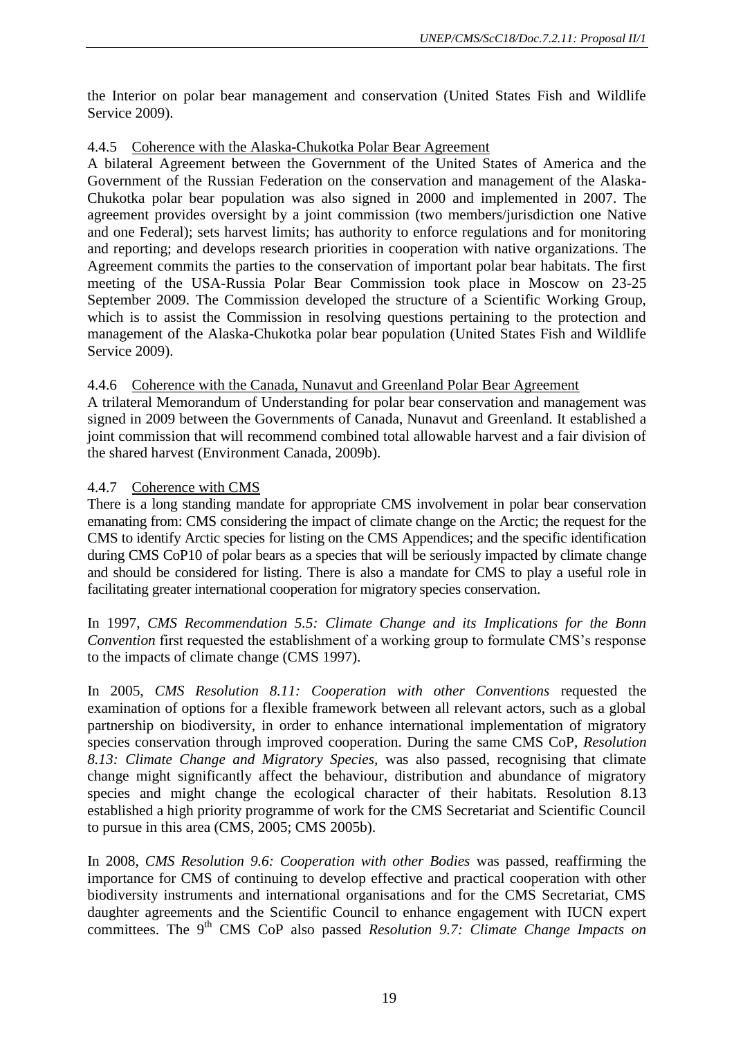the Interior on polar bear management and conservation (United States Fish and Wildlife Service 2009).

#### 4.4.5 Coherence with the Alaska-Chukotka Polar Bear Agreement

A bilateral Agreement between the Government of the United States of America and the Government of the Russian Federation on the conservation and management of the Alaska-Chukotka polar bear population was also signed in 2000 and implemented in 2007. The agreement provides oversight by a joint commission (two members/jurisdiction one Native and one Federal); sets harvest limits; has authority to enforce regulations and for monitoring and reporting; and develops research priorities in cooperation with native organizations. The Agreement commits the parties to the conservation of important polar bear habitats. The first meeting of the USA-Russia Polar Bear Commission took place in Moscow on 23-25 September 2009. The Commission developed the structure of a Scientific Working Group, which is to assist the Commission in resolving questions pertaining to the protection and management of the Alaska-Chukotka polar bear population (United States Fish and Wildlife Service 2009).

#### 4.4.6 Coherence with the Canada, Nunavut and Greenland Polar Bear Agreement

A trilateral Memorandum of Understanding for polar bear conservation and management was signed in 2009 between the Governments of Canada, Nunavut and Greenland. It established a joint commission that will recommend combined total allowable harvest and a fair division of the shared harvest (Environment Canada, 2009b).

#### 4.4.7 Coherence with CMS

There is a long standing mandate for appropriate CMS involvement in polar bear conservation emanating from: CMS considering the impact of climate change on the Arctic; the request for the CMS to identify Arctic species for listing on the CMS Appendices; and the specific identification during CMS CoP10 of polar bears as a species that will be seriously impacted by climate change and should be considered for listing. There is also a mandate for CMS to play a useful role in facilitating greater international cooperation for migratory species conservation.

In 1997, *CMS Recommendation 5.5: Climate Change and its Implications for the Bonn Convention* first requested the establishment of a working group to formulate CMS's response to the impacts of climate change (CMS 1997).

In 2005, *CMS Resolution 8.11: Cooperation with other Conventions* requested the examination of options for a flexible framework between all relevant actors, such as a global partnership on biodiversity, in order to enhance international implementation of migratory species conservation through improved cooperation. During the same CMS CoP, *Resolution 8.13: Climate Change and Migratory Species,* was also passed, recognising that climate change might significantly affect the behaviour, distribution and abundance of migratory species and might change the ecological character of their habitats. Resolution 8.13 established a high priority programme of work for the CMS Secretariat and Scientific Council to pursue in this area (CMS, 2005; CMS 2005b).

In 2008, *CMS Resolution 9.6: Cooperation with other Bodies* was passed, reaffirming the importance for CMS of continuing to develop effective and practical cooperation with other biodiversity instruments and international organisations and for the CMS Secretariat, CMS daughter agreements and the Scientific Council to enhance engagement with IUCN expert committees. The 9th CMS CoP also passed *Resolution 9.7: Climate Change Impacts on*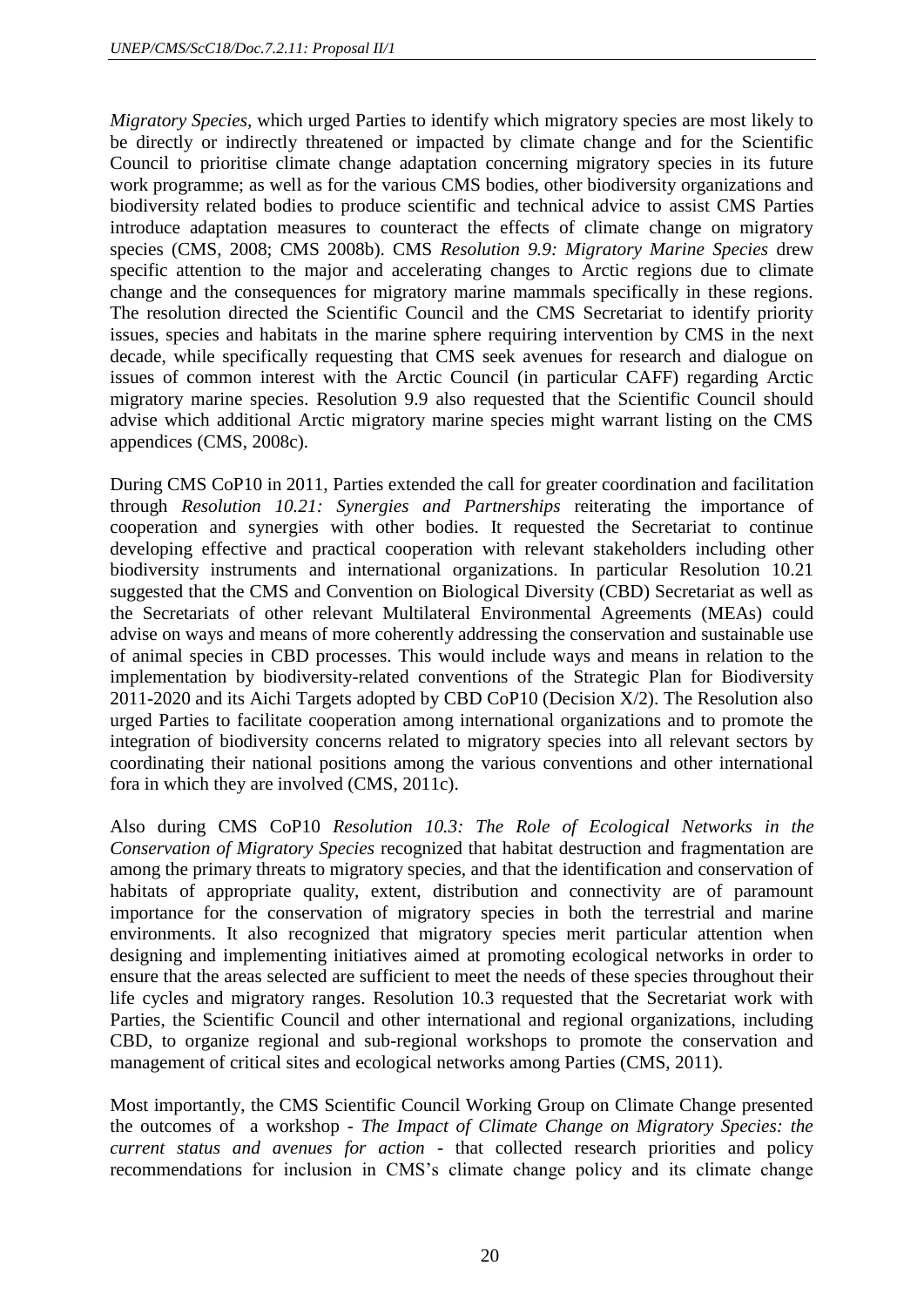*Migratory Species*, which urged Parties to identify which migratory species are most likely to be directly or indirectly threatened or impacted by climate change and for the Scientific Council to prioritise climate change adaptation concerning migratory species in its future work programme; as well as for the various CMS bodies, other biodiversity organizations and biodiversity related bodies to produce scientific and technical advice to assist CMS Parties introduce adaptation measures to counteract the effects of climate change on migratory species (CMS, 2008; CMS 2008b). CMS *Resolution 9.9: Migratory Marine Species* drew specific attention to the major and accelerating changes to Arctic regions due to climate change and the consequences for migratory marine mammals specifically in these regions. The resolution directed the Scientific Council and the CMS Secretariat to identify priority issues, species and habitats in the marine sphere requiring intervention by CMS in the next decade, while specifically requesting that CMS seek avenues for research and dialogue on issues of common interest with the Arctic Council (in particular CAFF) regarding Arctic migratory marine species. Resolution 9.9 also requested that the Scientific Council should advise which additional Arctic migratory marine species might warrant listing on the CMS appendices (CMS, 2008c).

During CMS CoP10 in 2011, Parties extended the call for greater coordination and facilitation through *Resolution 10.21: Synergies and Partnerships* reiterating the importance of cooperation and synergies with other bodies. It requested the Secretariat to continue developing effective and practical cooperation with relevant stakeholders including other biodiversity instruments and international organizations. In particular Resolution 10.21 suggested that the CMS and Convention on Biological Diversity (CBD) Secretariat as well as the Secretariats of other relevant Multilateral Environmental Agreements (MEAs) could advise on ways and means of more coherently addressing the conservation and sustainable use of animal species in CBD processes. This would include ways and means in relation to the implementation by biodiversity-related conventions of the Strategic Plan for Biodiversity 2011-2020 and its Aichi Targets adopted by CBD CoP10 (Decision X/2). The Resolution also urged Parties to facilitate cooperation among international organizations and to promote the integration of biodiversity concerns related to migratory species into all relevant sectors by coordinating their national positions among the various conventions and other international fora in which they are involved (CMS, 2011c).

Also during CMS CoP10 *Resolution 10.3: The Role of Ecological Networks in the Conservation of Migratory Species* recognized that habitat destruction and fragmentation are among the primary threats to migratory species, and that the identification and conservation of habitats of appropriate quality, extent, distribution and connectivity are of paramount importance for the conservation of migratory species in both the terrestrial and marine environments. It also recognized that migratory species merit particular attention when designing and implementing initiatives aimed at promoting ecological networks in order to ensure that the areas selected are sufficient to meet the needs of these species throughout their life cycles and migratory ranges. Resolution 10.3 requested that the Secretariat work with Parties, the Scientific Council and other international and regional organizations, including CBD, to organize regional and sub-regional workshops to promote the conservation and management of critical sites and ecological networks among Parties (CMS, 2011).

Most importantly, the CMS Scientific Council Working Group on Climate Change presented the outcomes of a workshop - *The Impact of Climate Change on Migratory Species: the current status and avenues for action* - that collected research priorities and policy recommendations for inclusion in CMS's climate change policy and its climate change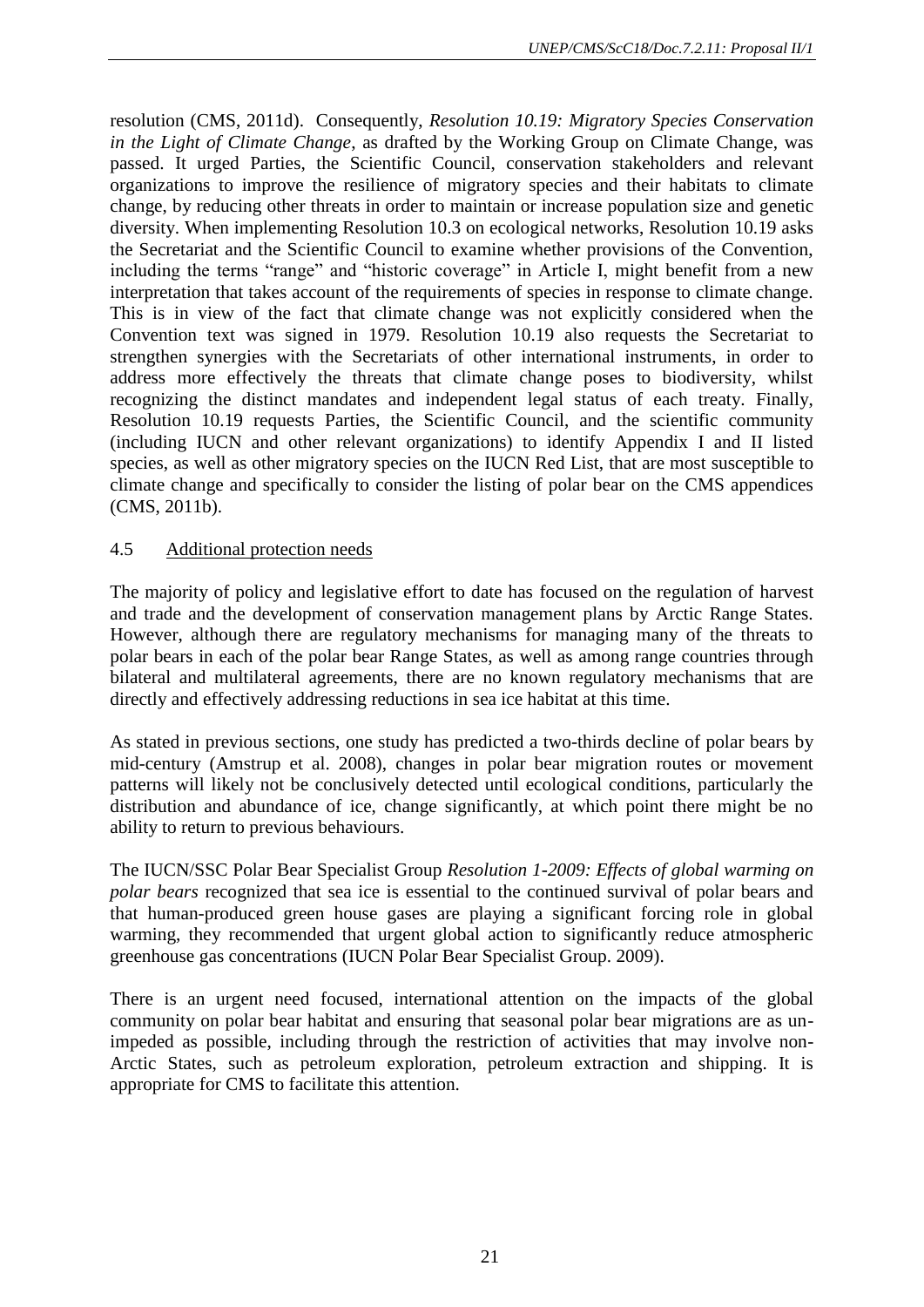resolution (CMS, 2011d). Consequently, *Resolution 10.19: Migratory Species Conservation in the Light of Climate Change*, as drafted by the Working Group on Climate Change, was passed. It urged Parties, the Scientific Council, conservation stakeholders and relevant organizations to improve the resilience of migratory species and their habitats to climate change, by reducing other threats in order to maintain or increase population size and genetic diversity. When implementing Resolution 10.3 on ecological networks, Resolution 10.19 asks the Secretariat and the Scientific Council to examine whether provisions of the Convention, including the terms "range" and "historic coverage" in Article I, might benefit from a new interpretation that takes account of the requirements of species in response to climate change. This is in view of the fact that climate change was not explicitly considered when the Convention text was signed in 1979. Resolution 10.19 also requests the Secretariat to strengthen synergies with the Secretariats of other international instruments, in order to address more effectively the threats that climate change poses to biodiversity, whilst recognizing the distinct mandates and independent legal status of each treaty. Finally, Resolution 10.19 requests Parties, the Scientific Council, and the scientific community (including IUCN and other relevant organizations) to identify Appendix I and II listed species, as well as other migratory species on the IUCN Red List, that are most susceptible to climate change and specifically to consider the listing of polar bear on the CMS appendices (CMS, 2011b).

### 4.5 Additional protection needs

The majority of policy and legislative effort to date has focused on the regulation of harvest and trade and the development of conservation management plans by Arctic Range States. However, although there are regulatory mechanisms for managing many of the threats to polar bears in each of the polar bear Range States, as well as among range countries through bilateral and multilateral agreements, there are no known regulatory mechanisms that are directly and effectively addressing reductions in sea ice habitat at this time.

As stated in previous sections, one study has predicted a two-thirds decline of polar bears by mid-century (Amstrup et al. 2008), changes in polar bear migration routes or movement patterns will likely not be conclusively detected until ecological conditions, particularly the distribution and abundance of ice, change significantly, at which point there might be no ability to return to previous behaviours.

The IUCN/SSC Polar Bear Specialist Group *Resolution 1-2009: Effects of global warming on polar bears* recognized that sea ice is essential to the continued survival of polar bears and that human-produced green house gases are playing a significant forcing role in global warming, they recommended that urgent global action to significantly reduce atmospheric greenhouse gas concentrations (IUCN Polar Bear Specialist Group. 2009).

There is an urgent need focused, international attention on the impacts of the global community on polar bear habitat and ensuring that seasonal polar bear migrations are as un-impeded as possible, including through the restriction of activities that may involve non-Arctic States, such as petroleum exploration, petroleum extraction and shipping. It is appropriate for CMS to facilitate this attention.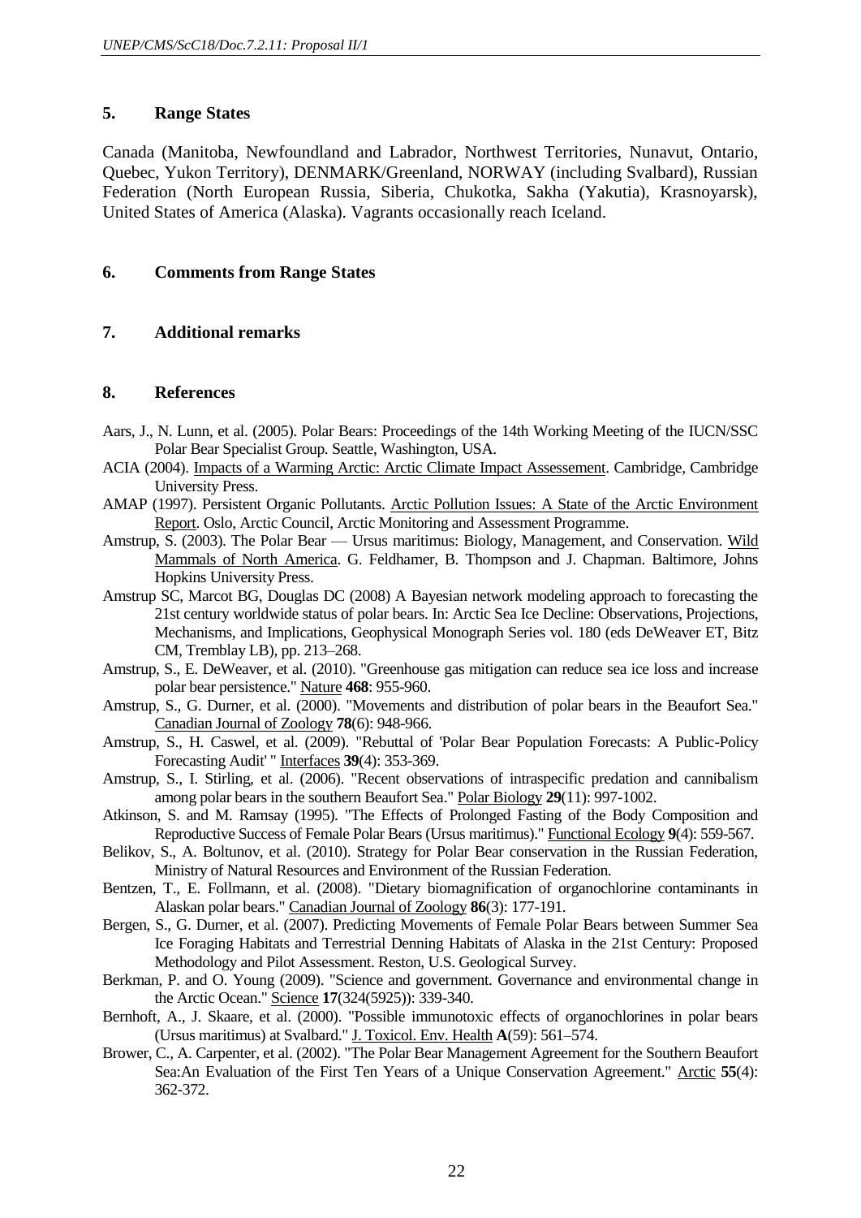## 5. Range States

Canada (Manitoba, Newfoundland and Labrador, Northwest Territories, Nunavut, Ontario, Quebec, Yukon Territory), DENMARK/Greenland, NORWAY (including Svalbard), Russian Federation (North European Russia, Siberia, Chukotka, Sakha (Yakutia), Krasnoyarsk), United States of America (Alaska). Vagrants occasionally reach Iceland.

## 6. Comments from Range States

## 7. Additional remarks

## 8. References

Aars, J., N. Lunn, et al. (2005). Polar Bears: Proceedings of the 14th Working Meeting of the IUCN/SSC Polar Bear Specialist Group. Seattle, Washington, USA.

ACIA (2004). Impacts of a Warming Arctic: Arctic Climate Impact Assessement. Cambridge, Cambridge University Press.

AMAP (1997). Persistent Organic Pollutants. Arctic Pollution Issues: A State of the Arctic Environment Report. Oslo, Arctic Council, Arctic Monitoring and Assessment Programme.

Amstrup, S. (2003). The Polar Bear — Ursus maritimus: Biology, Management, and Conservation. Wild Mammals of North America. G. Feldhamer, B. Thompson and J. Chapman. Baltimore, Johns Hopkins University Press.

Amstrup SC, Marcot BG, Douglas DC (2008) A Bayesian network modeling approach to forecasting the 21st century worldwide status of polar bears. In: Arctic Sea Ice Decline: Observations, Projections, Mechanisms, and Implications, Geophysical Monograph Series vol. 180 (eds DeWeaver ET, Bitz CM, Tremblay LB), pp. 213–268.

Amstrup, S., E. DeWeaver, et al. (2010). "Greenhouse gas mitigation can reduce sea ice loss and increase polar bear persistence." Nature **468**: 955-960.

Amstrup, S., G. Durner, et al. (2000). "Movements and distribution of polar bears in the Beaufort Sea." Canadian Journal of Zoology **78**(6): 948-966.

Amstrup, S., H. Caswel, et al. (2009). "Rebuttal of 'Polar Bear Population Forecasts: A Public-Policy Forecasting Audit' " Interfaces **39**(4): 353-369.

Amstrup, S., I. Stirling, et al. (2006). "Recent observations of intraspecific predation and cannibalism among polar bears in the southern Beaufort Sea." Polar Biology **29**(11): 997-1002.

Atkinson, S. and M. Ramsay (1995). "The Effects of Prolonged Fasting of the Body Composition and Reproductive Success of Female Polar Bears (Ursus maritimus)." Functional Ecology **9**(4): 559-567.

Belikov, S., A. Boltunov, et al. (2010). Strategy for Polar Bear conservation in the Russian Federation, Ministry of Natural Resources and Environment of the Russian Federation.

Bentzen, T., E. Follmann, et al. (2008). "Dietary biomagnification of organochlorine contaminants in Alaskan polar bears." Canadian Journal of Zoology **86**(3): 177-191.

Bergen, S., G. Durner, et al. (2007). Predicting Movements of Female Polar Bears between Summer Sea Ice Foraging Habitats and Terrestrial Denning Habitats of Alaska in the 21st Century: Proposed Methodology and Pilot Assessment. Reston, U.S. Geological Survey.

Berkman, P. and O. Young (2009). "Science and government. Governance and environmental change in the Arctic Ocean." Science **17**(324(5925)): 339-340.

Bernhoft, A., J. Skaare, et al. (2000). "Possible immunotoxic effects of organochlorines in polar bears (Ursus maritimus) at Svalbard." J. Toxicol. Env. Health **A**(59): 561–574.

Brower, C., A. Carpenter, et al. (2002). "The Polar Bear Management Agreement for the Southern Beaufort Sea:An Evaluation of the First Ten Years of a Unique Conservation Agreement." Arctic **55**(4): 362-372.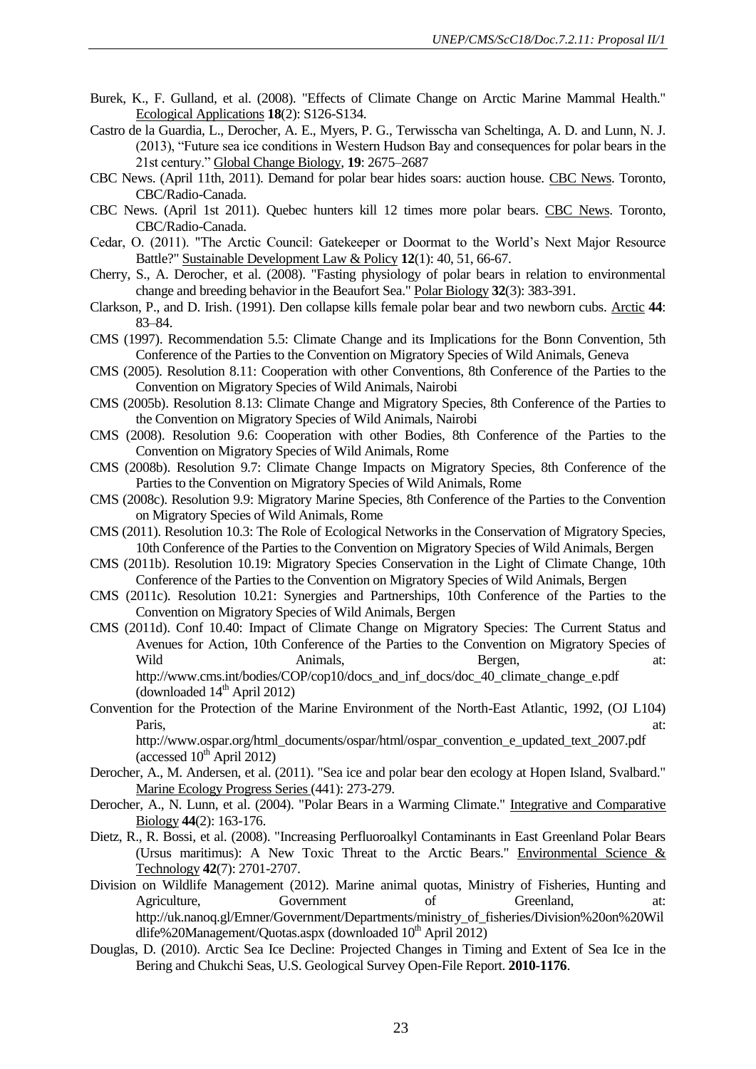Burek, K., F. Gulland, et al. (2008). "Effects of Climate Change on Arctic Marine Mammal Health." Ecological Applications **18**(2): S126-S134.

Castro de la Guardia, L., Derocher, A. E., Myers, P. G., Terwisscha van Scheltinga, A. D. and Lunn, N. J. (2013), "Future sea ice conditions in Western Hudson Bay and consequences for polar bears in the 21st century." Global Change Biology, **19**: 2675–2687

CBC News. (April 11th, 2011). Demand for polar bear hides soars: auction house. CBC News. Toronto, CBC/Radio-Canada.

CBC News. (April 1st 2011). Quebec hunters kill 12 times more polar bears. CBC News. Toronto, CBC/Radio-Canada.

Cedar, O. (2011). "The Arctic Council: Gatekeeper or Doormat to the World's Next Major Resource Battle?" Sustainable Development Law & Policy **12**(1): 40, 51, 66-67.

Cherry, S., A. Derocher, et al. (2008). "Fasting physiology of polar bears in relation to environmental change and breeding behavior in the Beaufort Sea." Polar Biology **32**(3): 383-391.

Clarkson, P., and D. Irish. (1991). Den collapse kills female polar bear and two newborn cubs. Arctic **44**: 83–84.

CMS (1997). Recommendation 5.5: Climate Change and its Implications for the Bonn Convention, 5th Conference of the Parties to the Convention on Migratory Species of Wild Animals, Geneva

CMS (2005). Resolution 8.11: Cooperation with other Conventions, 8th Conference of the Parties to the Convention on Migratory Species of Wild Animals, Nairobi

CMS (2005b). Resolution 8.13: Climate Change and Migratory Species, 8th Conference of the Parties to the Convention on Migratory Species of Wild Animals, Nairobi

CMS (2008). Resolution 9.6: Cooperation with other Bodies, 8th Conference of the Parties to the Convention on Migratory Species of Wild Animals, Rome

CMS (2008b). Resolution 9.7: Climate Change Impacts on Migratory Species, 8th Conference of the Parties to the Convention on Migratory Species of Wild Animals, Rome

CMS (2008c). Resolution 9.9: Migratory Marine Species, 8th Conference of the Parties to the Convention on Migratory Species of Wild Animals, Rome

CMS (2011). Resolution 10.3: The Role of Ecological Networks in the Conservation of Migratory Species, 10th Conference of the Parties to the Convention on Migratory Species of Wild Animals, Bergen

CMS (2011b). Resolution 10.19: Migratory Species Conservation in the Light of Climate Change, 10th Conference of the Parties to the Convention on Migratory Species of Wild Animals, Bergen

CMS (2011c). Resolution 10.21: Synergies and Partnerships, 10th Conference of the Parties to the Convention on Migratory Species of Wild Animals, Bergen

CMS (2011d). Conf 10.40: Impact of Climate Change on Migratory Species: The Current Status and Avenues for Action, 10th Conference of the Parties to the Convention on Migratory Species of Wild Animals, Bergen, at: http://www.cms.int/bodies/COP/cop10/docs_and_inf_docs/doc_40_climate_change_e.pdf (downloaded 14th April 2012)

Convention for the Protection of the Marine Environment of the North-East Atlantic, 1992, (OJ L104) Paris, at: http://www.ospar.org/html_documents/ospar/html/ospar_convention_e_updated_text_2007.pdf (accessed 10th April 2012)

Derocher, A., M. Andersen, et al. (2011). "Sea ice and polar bear den ecology at Hopen Island, Svalbard." Marine Ecology Progress Series (441): 273-279.

Derocher, A., N. Lunn, et al. (2004). "Polar Bears in a Warming Climate." Integrative and Comparative Biology **44**(2): 163-176.

Dietz, R., R. Bossi, et al. (2008). "Increasing Perfluoroalkyl Contaminants in East Greenland Polar Bears (Ursus maritimus): A New Toxic Threat to the Arctic Bears." Environmental Science & Technology **42**(7): 2701-2707.

Division on Wildlife Management (2012). Marine animal quotas, Ministry of Fisheries, Hunting and Agriculture, Government of Greenland, at: http://uk.nanoq.gl/Emner/Government/Departments/ministry_of_fisheries/Division%20on%20Wildlife%20Management/Quotas.aspx (downloaded 10th April 2012)

Douglas, D. (2010). Arctic Sea Ice Decline: Projected Changes in Timing and Extent of Sea Ice in the Bering and Chukchi Seas, U.S. Geological Survey Open-File Report. **2010-1176**.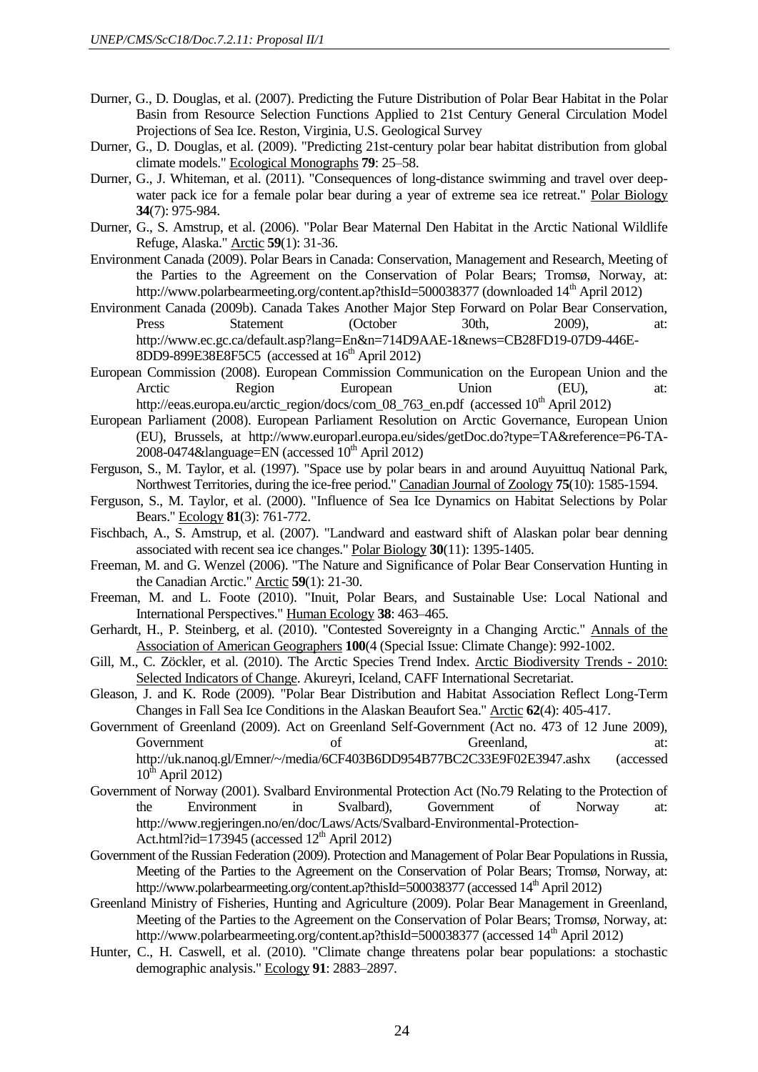Durner, G., D. Douglas, et al. (2007). Predicting the Future Distribution of Polar Bear Habitat in the Polar Basin from Resource Selection Functions Applied to 21st Century General Circulation Model Projections of Sea Ice. Reston, Virginia, U.S. Geological Survey

Durner, G., D. Douglas, et al. (2009). "Predicting 21st-century polar bear habitat distribution from global climate models." Ecological Monographs **79**: 25–58.

Durner, G., J. Whiteman, et al. (2011). "Consequences of long-distance swimming and travel over deep-water pack ice for a female polar bear during a year of extreme sea ice retreat." Polar Biology **34**(7): 975-984.

Durner, G., S. Amstrup, et al. (2006). "Polar Bear Maternal Den Habitat in the Arctic National Wildlife Refuge, Alaska." Arctic **59**(1): 31-36.

Environment Canada (2009). Polar Bears in Canada: Conservation, Management and Research, Meeting of the Parties to the Agreement on the Conservation of Polar Bears; Tromsø, Norway, at: http://www.polarbearmeeting.org/content.ap?thisId=500038377 (downloaded 14th April 2012)

Environment Canada (2009b). Canada Takes Another Major Step Forward on Polar Bear Conservation, Press Statement (October 30th, 2009), at: http://www.ec.gc.ca/default.asp?lang=En&n=714D9AAE-1&news=CB28FD19-07D9-446E-8DD9-899E38E8F5C5 (accessed at 16th April 2012)

European Commission (2008). European Commission Communication on the European Union and the Arctic Region European Union (EU), at: http://eeas.europa.eu/arctic_region/docs/com_08_763_en.pdf (accessed 10th April 2012)

European Parliament (2008). European Parliament Resolution on Arctic Governance, European Union (EU), Brussels, at http://www.europarl.europa.eu/sides/getDoc.do?type=TA&reference=P6-TA-2008-0474&language=EN (accessed 10th April 2012)

Ferguson, S., M. Taylor, et al. (1997). "Space use by polar bears in and around Auyuittuq National Park, Northwest Territories, during the ice-free period." Canadian Journal of Zoology **75**(10): 1585-1594.

Ferguson, S., M. Taylor, et al. (2000). "Influence of Sea Ice Dynamics on Habitat Selections by Polar Bears." Ecology **81**(3): 761-772.

Fischbach, A., S. Amstrup, et al. (2007). "Landward and eastward shift of Alaskan polar bear denning associated with recent sea ice changes." Polar Biology **30**(11): 1395-1405.

Freeman, M. and G. Wenzel (2006). "The Nature and Significance of Polar Bear Conservation Hunting in the Canadian Arctic." Arctic **59**(1): 21-30.

Freeman, M. and L. Foote (2010). "Inuit, Polar Bears, and Sustainable Use: Local National and International Perspectives." Human Ecology **38**: 463–465.

Gerhardt, H., P. Steinberg, et al. (2010). "Contested Sovereignty in a Changing Arctic." Annals of the Association of American Geographers **100**(4 (Special Issue: Climate Change): 992-1002.

Gill, M., C. Zöckler, et al. (2010). The Arctic Species Trend Index. Arctic Biodiversity Trends - 2010: Selected Indicators of Change. Akureyri, Iceland, CAFF International Secretariat.

Gleason, J. and K. Rode (2009). "Polar Bear Distribution and Habitat Association Reflect Long-Term Changes in Fall Sea Ice Conditions in the Alaskan Beaufort Sea." Arctic **62**(4): 405-417.

Government of Greenland (2009). Act on Greenland Self-Government (Act no. 473 of 12 June 2009), Government of Greenland, at: http://uk.nanoq.gl/Emner/~/media/6CF403B6DD954B77BC2C33E9F02E3947.ashx (accessed 10th April 2012)

Government of Norway (2001). Svalbard Environmental Protection Act (No.79 Relating to the Protection of the Environment in Svalbard), Government of Norway at: http://www.regjeringen.no/en/doc/Laws/Acts/Svalbard-Environmental-Protection-Act.html?id=173945 (accessed 12th April 2012)

Government of the Russian Federation (2009). Protection and Management of Polar Bear Populations in Russia, Meeting of the Parties to the Agreement on the Conservation of Polar Bears; Tromsø, Norway, at: http://www.polarbearmeeting.org/content.ap?thisId=500038377 (accessed 14th April 2012)

Greenland Ministry of Fisheries, Hunting and Agriculture (2009). Polar Bear Management in Greenland, Meeting of the Parties to the Agreement on the Conservation of Polar Bears; Tromsø, Norway, at: http://www.polarbearmeeting.org/content.ap?thisId=500038377 (accessed 14th April 2012)

Hunter, C., H. Caswell, et al. (2010). "Climate change threatens polar bear populations: a stochastic demographic analysis." Ecology **91**: 2883–2897.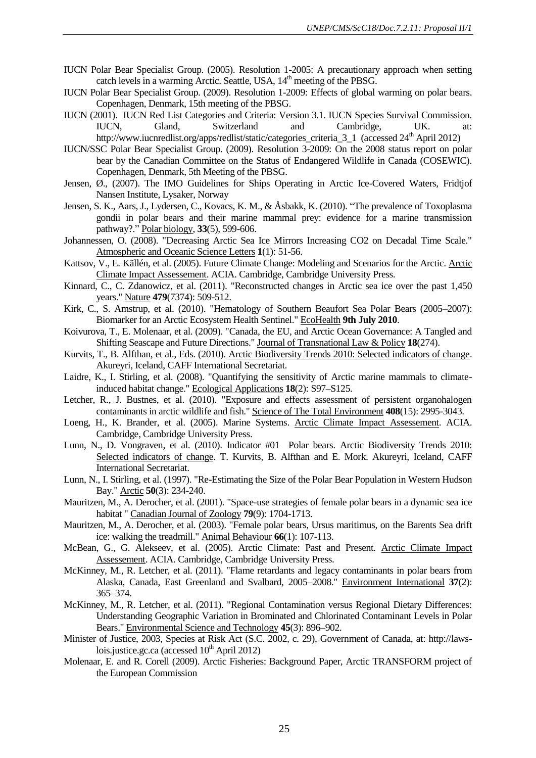IUCN Polar Bear Specialist Group. (2005). Resolution 1-2005: A precautionary approach when setting catch levels in a warming Arctic. Seattle, USA, 14th meeting of the PBSG.

IUCN Polar Bear Specialist Group. (2009). Resolution 1-2009: Effects of global warming on polar bears. Copenhagen, Denmark, 15th meeting of the PBSG.

IUCN (2001). IUCN Red List Categories and Criteria: Version 3.1. IUCN Species Survival Commission. IUCN, Gland, Switzerland and Cambridge, UK. at: http://www.iucnredlist.org/apps/redlist/static/categories_criteria_3_1 (accessed 24th April 2012)

IUCN/SSC Polar Bear Specialist Group. (2009). Resolution 3-2009: On the 2008 status report on polar bear by the Canadian Committee on the Status of Endangered Wildlife in Canada (COSEWIC). Copenhagen, Denmark, 5th Meeting of the PBSG.

Jensen, Ø., (2007). The IMO Guidelines for Ships Operating in Arctic Ice-Covered Waters, Fridtjof Nansen Institute, Lysaker, Norway

Jensen, S. K., Aars, J., Lydersen, C., Kovacs, K. M., & Åsbakk, K. (2010). "The prevalence of Toxoplasma gondii in polar bears and their marine mammal prey: evidence for a marine transmission pathway?." Polar biology, **33**(5), 599-606.

Johannessen, O. (2008). "Decreasing Arctic Sea Ice Mirrors Increasing CO2 on Decadal Time Scale." Atmospheric and Oceanic Science Letters **1**(1): 51-56.

Kattsov, V., E. Källén, et al. (2005). Future Climate Change: Modeling and Scenarios for the Arctic. Arctic Climate Impact Assessement. ACIA. Cambridge, Cambridge University Press.

Kinnard, C., C. Zdanowicz, et al. (2011). "Reconstructed changes in Arctic sea ice over the past 1,450 years." Nature **479**(7374): 509-512.

Kirk, C., S. Amstrup, et al. (2010). "Hematology of Southern Beaufort Sea Polar Bears (2005–2007): Biomarker for an Arctic Ecosystem Health Sentinel." EcoHealth **9th July 2010**.

Koivurova, T., E. Molenaar, et al. (2009). "Canada, the EU, and Arctic Ocean Governance: A Tangled and Shifting Seascape and Future Directions." Journal of Transnational Law & Policy **18**(274).

Kurvits, T., B. Alfthan, et al., Eds. (2010). Arctic Biodiversity Trends 2010: Selected indicators of change. Akureyri, Iceland, CAFF International Secretariat.

Laidre, K., I. Stirling, et al. (2008). "Quantifying the sensitivity of Arctic marine mammals to climate-induced habitat change." Ecological Applications **18**(2): S97–S125.

Letcher, R., J. Bustnes, et al. (2010). "Exposure and effects assessment of persistent organohalogen contaminants in arctic wildlife and fish." Science of The Total Environment **408**(15): 2995-3043.

Loeng, H., K. Brander, et al. (2005). Marine Systems. Arctic Climate Impact Assessement. ACIA. Cambridge, Cambridge University Press.

Lunn, N., D. Vongraven, et al. (2010). Indicator #01 Polar bears. Arctic Biodiversity Trends 2010: Selected indicators of change. T. Kurvits, B. Alfthan and E. Mork. Akureyri, Iceland, CAFF International Secretariat.

Lunn, N., I. Stirling, et al. (1997). "Re-Estimating the Size of the Polar Bear Population in Western Hudson Bay." Arctic **50**(3): 234-240.

Mauritzen, M., A. Derocher, et al. (2001). "Space-use strategies of female polar bears in a dynamic sea ice habitat " Canadian Journal of Zoology **79**(9): 1704-1713.

Mauritzen, M., A. Derocher, et al. (2003). "Female polar bears, Ursus maritimus, on the Barents Sea drift ice: walking the treadmill." Animal Behaviour **66**(1): 107-113.

McBean, G., G. Alekseev, et al. (2005). Arctic Climate: Past and Present. Arctic Climate Impact Assessement. ACIA. Cambridge, Cambridge University Press.

McKinney, M., R. Letcher, et al. (2011). "Flame retardants and legacy contaminants in polar bears from Alaska, Canada, East Greenland and Svalbard, 2005–2008." Environment International **37**(2): 365–374.

McKinney, M., R. Letcher, et al. (2011). "Regional Contamination versus Regional Dietary Differences: Understanding Geographic Variation in Brominated and Chlorinated Contaminant Levels in Polar Bears." Environmental Science and Technology **45**(3): 896–902.

Minister of Justice, 2003, Species at Risk Act (S.C. 2002, c. 29), Government of Canada, at: http://laws-lois.justice.gc.ca (accessed 10th April 2012)

Molenaar, E. and R. Corell (2009). Arctic Fisheries: Background Paper, Arctic TRANSFORM project of the European Commission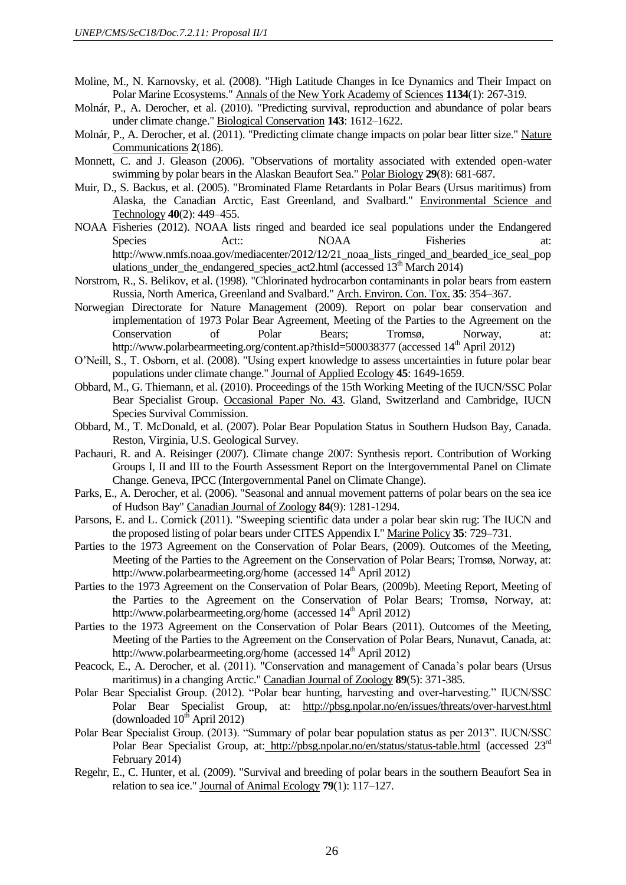Moline, M., N. Karnovsky, et al. (2008). "High Latitude Changes in Ice Dynamics and Their Impact on Polar Marine Ecosystems." Annals of the New York Academy of Sciences **1134**(1): 267-319.

Molnár, P., A. Derocher, et al. (2010). "Predicting survival, reproduction and abundance of polar bears under climate change." Biological Conservation **143**: 1612–1622.

Molnár, P., A. Derocher, et al. (2011). "Predicting climate change impacts on polar bear litter size." Nature Communications **2**(186).

Monnett, C. and J. Gleason (2006). "Observations of mortality associated with extended open-water swimming by polar bears in the Alaskan Beaufort Sea." Polar Biology **29**(8): 681-687.

Muir, D., S. Backus, et al. (2005). "Brominated Flame Retardants in Polar Bears (Ursus maritimus) from Alaska, the Canadian Arctic, East Greenland, and Svalbard." Environmental Science and Technology **40**(2): 449–455.

NOAA Fisheries (2012). NOAA lists ringed and bearded ice seal populations under the Endangered Species Act:: NOAA Fisheries at: http://www.nmfs.noaa.gov/mediacenter/2012/12/21_noaa_lists_ringed_and_bearded_ice_seal_populations_under_the_endangered_species_act2.html (accessed 13th March 2014)

Norstrom, R., S. Belikov, et al. (1998). "Chlorinated hydrocarbon contaminants in polar bears from eastern Russia, North America, Greenland and Svalbard." Arch. Environ. Con. Tox. **35**: 354–367.

Norwegian Directorate for Nature Management (2009). Report on polar bear conservation and implementation of 1973 Polar Bear Agreement, Meeting of the Parties to the Agreement on the Conservation of Polar Bears; Tromsø, Norway, at: http://www.polarbearmeeting.org/content.ap?thisId=500038377 (accessed 14th April 2012)

O'Neill, S., T. Osborn, et al. (2008). "Using expert knowledge to assess uncertainties in future polar bear populations under climate change." Journal of Applied Ecology **45**: 1649-1659.

Obbard, M., G. Thiemann, et al. (2010). Proceedings of the 15th Working Meeting of the IUCN/SSC Polar Bear Specialist Group. Occasional Paper No. 43. Gland, Switzerland and Cambridge, IUCN Species Survival Commission.

Obbard, M., T. McDonald, et al. (2007). Polar Bear Population Status in Southern Hudson Bay, Canada. Reston, Virginia, U.S. Geological Survey.

Pachauri, R. and A. Reisinger (2007). Climate change 2007: Synthesis report. Contribution of Working Groups I, II and III to the Fourth Assessment Report on the Intergovernmental Panel on Climate Change. Geneva, IPCC (Intergovernmental Panel on Climate Change).

Parks, E., A. Derocher, et al. (2006). "Seasonal and annual movement patterns of polar bears on the sea ice of Hudson Bay" Canadian Journal of Zoology **84**(9): 1281-1294.

Parsons, E. and L. Cornick (2011). "Sweeping scientific data under a polar bear skin rug: The IUCN and the proposed listing of polar bears under CITES Appendix I." Marine Policy **35**: 729–731.

Parties to the 1973 Agreement on the Conservation of Polar Bears, (2009). Outcomes of the Meeting, Meeting of the Parties to the Agreement on the Conservation of Polar Bears; Tromsø, Norway, at: http://www.polarbearmeeting.org/home (accessed 14th April 2012)

Parties to the 1973 Agreement on the Conservation of Polar Bears, (2009b). Meeting Report, Meeting of the Parties to the Agreement on the Conservation of Polar Bears; Tromsø, Norway, at: http://www.polarbearmeeting.org/home (accessed 14th April 2012)

Parties to the 1973 Agreement on the Conservation of Polar Bears (2011). Outcomes of the Meeting, Meeting of the Parties to the Agreement on the Conservation of Polar Bears, Nunavut, Canada, at: http://www.polarbearmeeting.org/home (accessed 14th April 2012)

Peacock, E., A. Derocher, et al. (2011). "Conservation and management of Canada's polar bears (Ursus maritimus) in a changing Arctic." Canadian Journal of Zoology **89**(5): 371-385.

Polar Bear Specialist Group. (2012). "Polar bear hunting, harvesting and over-harvesting." IUCN/SSC Polar Bear Specialist Group, at: http://pbsg.npolar.no/en/issues/threats/over-harvest.html (downloaded 10th April 2012)

Polar Bear Specialist Group. (2013). "Summary of polar bear population status as per 2013". IUCN/SSC Polar Bear Specialist Group, at: http://pbsg.npolar.no/en/status/status-table.html (accessed 23rd February 2014)

Regehr, E., C. Hunter, et al. (2009). "Survival and breeding of polar bears in the southern Beaufort Sea in relation to sea ice." Journal of Animal Ecology **79**(1): 117–127.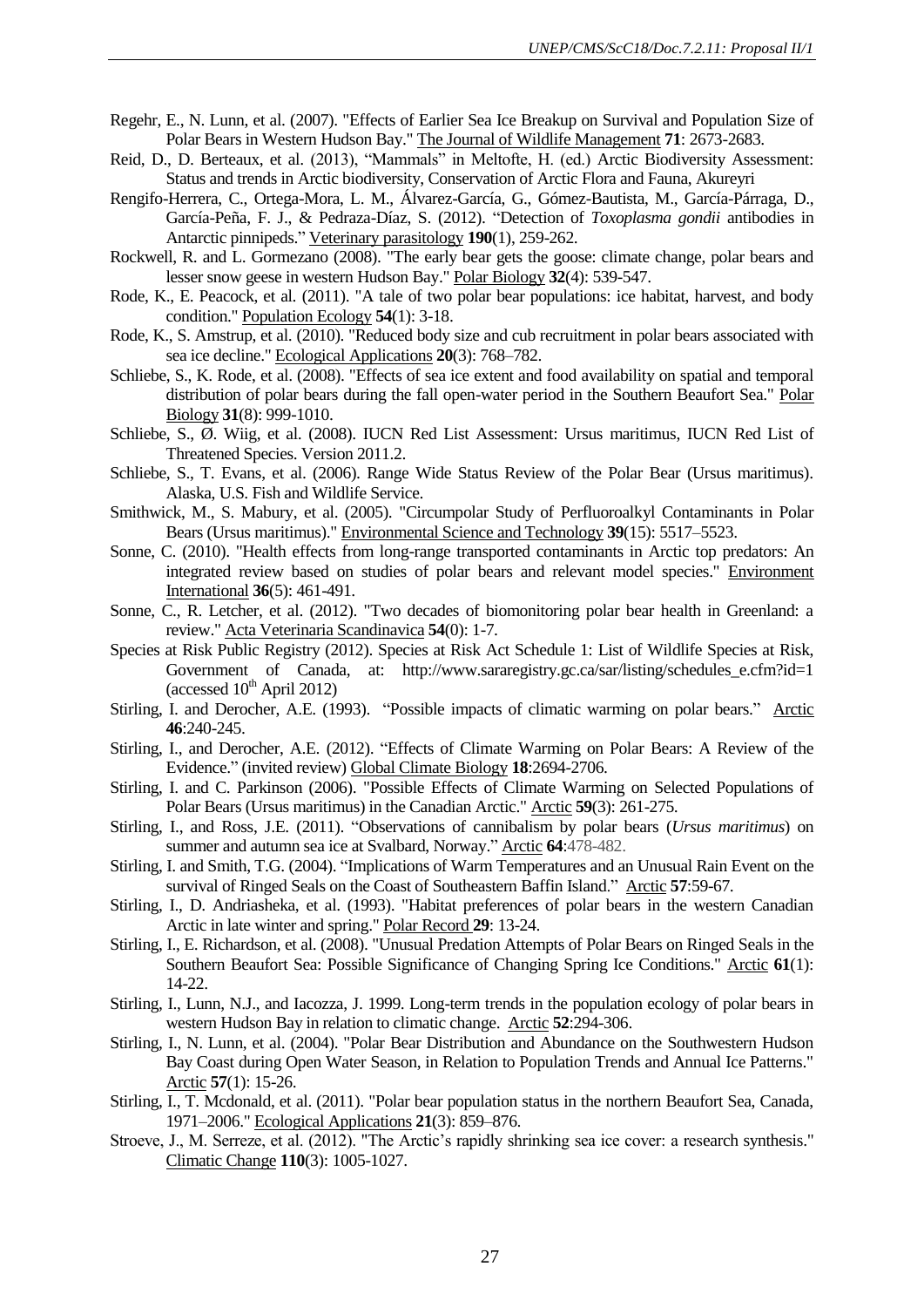Regehr, E., N. Lunn, et al. (2007). "Effects of Earlier Sea Ice Breakup on Survival and Population Size of Polar Bears in Western Hudson Bay." The Journal of Wildlife Management **71**: 2673-2683.

Reid, D., D. Berteaux, et al. (2013), "Mammals" in Meltofte, H. (ed.) Arctic Biodiversity Assessment: Status and trends in Arctic biodiversity, Conservation of Arctic Flora and Fauna, Akureyri

Rengifo-Herrera, C., Ortega-Mora, L. M., Álvarez-García, G., Gómez-Bautista, M., García-Párraga, D., García-Peña, F. J., & Pedraza-Díaz, S. (2012). "Detection of *Toxoplasma gondii* antibodies in Antarctic pinnipeds." Veterinary parasitology **190**(1), 259-262.

Rockwell, R. and L. Gormezano (2008). "The early bear gets the goose: climate change, polar bears and lesser snow geese in western Hudson Bay." Polar Biology **32**(4): 539-547.

Rode, K., E. Peacock, et al. (2011). "A tale of two polar bear populations: ice habitat, harvest, and body condition." Population Ecology **54**(1): 3-18.

Rode, K., S. Amstrup, et al. (2010). "Reduced body size and cub recruitment in polar bears associated with sea ice decline." Ecological Applications **20**(3): 768–782.

Schliebe, S., K. Rode, et al. (2008). "Effects of sea ice extent and food availability on spatial and temporal distribution of polar bears during the fall open-water period in the Southern Beaufort Sea." Polar Biology **31**(8): 999-1010.

Schliebe, S., Ø. Wiig, et al. (2008). IUCN Red List Assessment: Ursus maritimus, IUCN Red List of Threatened Species. Version 2011.2.

Schliebe, S., T. Evans, et al. (2006). Range Wide Status Review of the Polar Bear (Ursus maritimus). Alaska, U.S. Fish and Wildlife Service.

Smithwick, M., S. Mabury, et al. (2005). "Circumpolar Study of Perfluoroalkyl Contaminants in Polar Bears (Ursus maritimus)." Environmental Science and Technology **39**(15): 5517–5523.

Sonne, C. (2010). "Health effects from long-range transported contaminants in Arctic top predators: An integrated review based on studies of polar bears and relevant model species." Environment International **36**(5): 461-491.

Sonne, C., R. Letcher, et al. (2012). "Two decades of biomonitoring polar bear health in Greenland: a review." Acta Veterinaria Scandinavica **54**(0): 1-7.

Species at Risk Public Registry (2012). Species at Risk Act Schedule 1: List of Wildlife Species at Risk, Government of Canada, at: http://www.sararegistry.gc.ca/sar/listing/schedules_e.cfm?id=1 (accessed 10th April 2012)

Stirling, I. and Derocher, A.E. (1993). "Possible impacts of climatic warming on polar bears." Arctic **46**:240-245.

Stirling, I., and Derocher, A.E. (2012). "Effects of Climate Warming on Polar Bears: A Review of the Evidence." (invited review) Global Climate Biology **18**:2694-2706.

Stirling, I. and C. Parkinson (2006). "Possible Effects of Climate Warming on Selected Populations of Polar Bears (Ursus maritimus) in the Canadian Arctic." Arctic **59**(3): 261-275.

Stirling, I., and Ross, J.E. (2011). "Observations of cannibalism by polar bears (*Ursus maritimus*) on summer and autumn sea ice at Svalbard, Norway." Arctic **64**:478-482.

Stirling, I. and Smith, T.G. (2004). "Implications of Warm Temperatures and an Unusual Rain Event on the survival of Ringed Seals on the Coast of Southeastern Baffin Island." Arctic **57**:59-67.

Stirling, I., D. Andriasheka, et al. (1993). "Habitat preferences of polar bears in the western Canadian Arctic in late winter and spring." Polar Record **29**: 13-24.

Stirling, I., E. Richardson, et al. (2008). "Unusual Predation Attempts of Polar Bears on Ringed Seals in the Southern Beaufort Sea: Possible Significance of Changing Spring Ice Conditions." Arctic **61**(1): 14-22.

Stirling, I., Lunn, N.J., and Iacozza, J. 1999. Long-term trends in the population ecology of polar bears in western Hudson Bay in relation to climatic change. Arctic **52**:294-306.

Stirling, I., N. Lunn, et al. (2004). "Polar Bear Distribution and Abundance on the Southwestern Hudson Bay Coast during Open Water Season, in Relation to Population Trends and Annual Ice Patterns." Arctic **57**(1): 15-26.

Stirling, I., T. Mcdonald, et al. (2011). "Polar bear population status in the northern Beaufort Sea, Canada, 1971–2006." Ecological Applications **21**(3): 859–876.

Stroeve, J., M. Serreze, et al. (2012). "The Arctic's rapidly shrinking sea ice cover: a research synthesis." Climatic Change **110**(3): 1005-1027.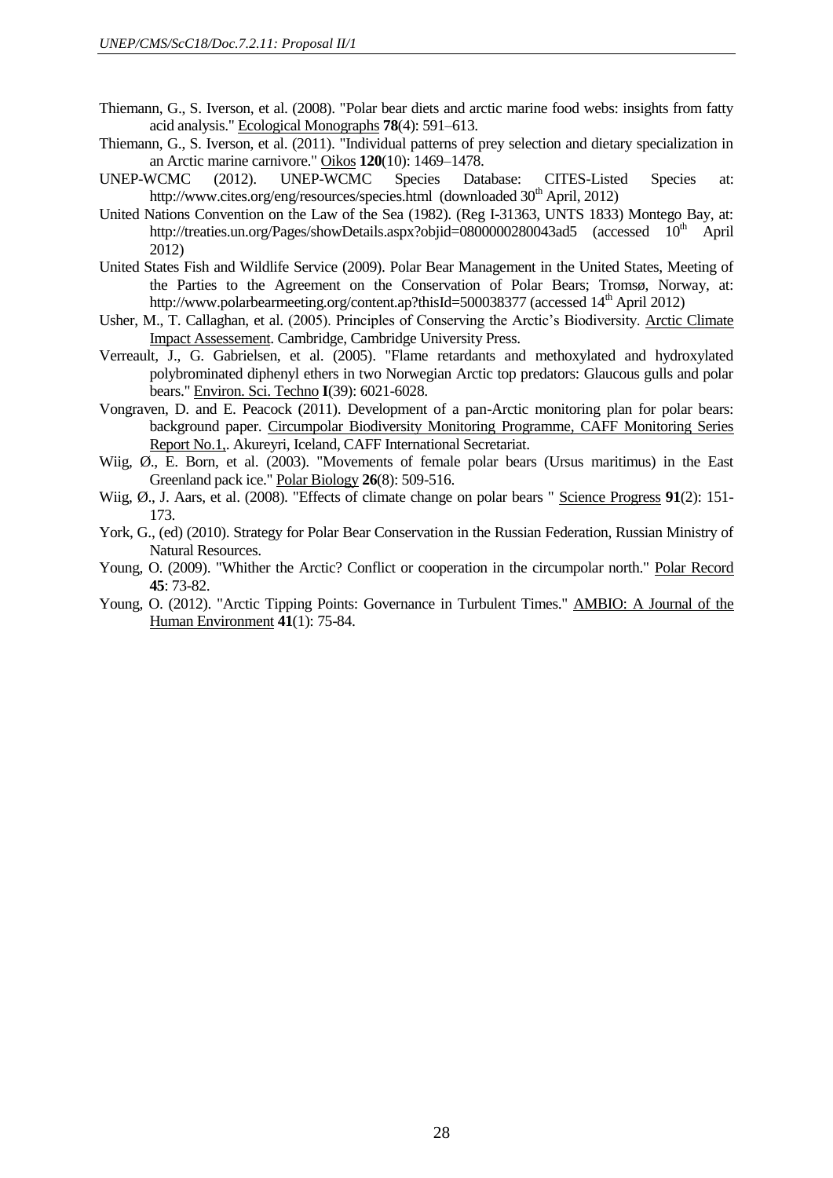Thiemann, G., S. Iverson, et al. (2008). "Polar bear diets and arctic marine food webs: insights from fatty acid analysis." Ecological Monographs **78**(4): 591–613.

Thiemann, G., S. Iverson, et al. (2011). "Individual patterns of prey selection and dietary specialization in an Arctic marine carnivore." Oikos **120**(10): 1469–1478.

UNEP-WCMC (2012). UNEP-WCMC Species Database: CITES-Listed Species at: http://www.cites.org/eng/resources/species.html (downloaded 30th April, 2012)

United Nations Convention on the Law of the Sea (1982). (Reg I-31363, UNTS 1833) Montego Bay, at: http://treaties.un.org/Pages/showDetails.aspx?objid=0800000280043ad5 (accessed 10th April 2012)

United States Fish and Wildlife Service (2009). Polar Bear Management in the United States, Meeting of the Parties to the Agreement on the Conservation of Polar Bears; Tromsø, Norway, at: http://www.polarbearmeeting.org/content.ap?thisId=500038377 (accessed 14th April 2012)

Usher, M., T. Callaghan, et al. (2005). Principles of Conserving the Arctic's Biodiversity. Arctic Climate Impact Assessement. Cambridge, Cambridge University Press.

Verreault, J., G. Gabrielsen, et al. (2005). "Flame retardants and methoxylated and hydroxylated polybrominated diphenyl ethers in two Norwegian Arctic top predators: Glaucous gulls and polar bears." Environ. Sci. Techno **I**(39): 6021-6028.

Vongraven, D. and E. Peacock (2011). Development of a pan-Arctic monitoring plan for polar bears: background paper. Circumpolar Biodiversity Monitoring Programme, CAFF Monitoring Series Report No.1,. Akureyri, Iceland, CAFF International Secretariat.

Wiig, Ø., E. Born, et al. (2003). "Movements of female polar bears (Ursus maritimus) in the East Greenland pack ice." Polar Biology **26**(8): 509-516.

Wiig, Ø., J. Aars, et al. (2008). "Effects of climate change on polar bears " Science Progress **91**(2): 151-173.

York, G., (ed) (2010). Strategy for Polar Bear Conservation in the Russian Federation, Russian Ministry of Natural Resources.

Young, O. (2009). "Whither the Arctic? Conflict or cooperation in the circumpolar north." Polar Record **45**: 73-82.

Young, O. (2012). "Arctic Tipping Points: Governance in Turbulent Times." AMBIO: A Journal of the Human Environment **41**(1): 75-84.